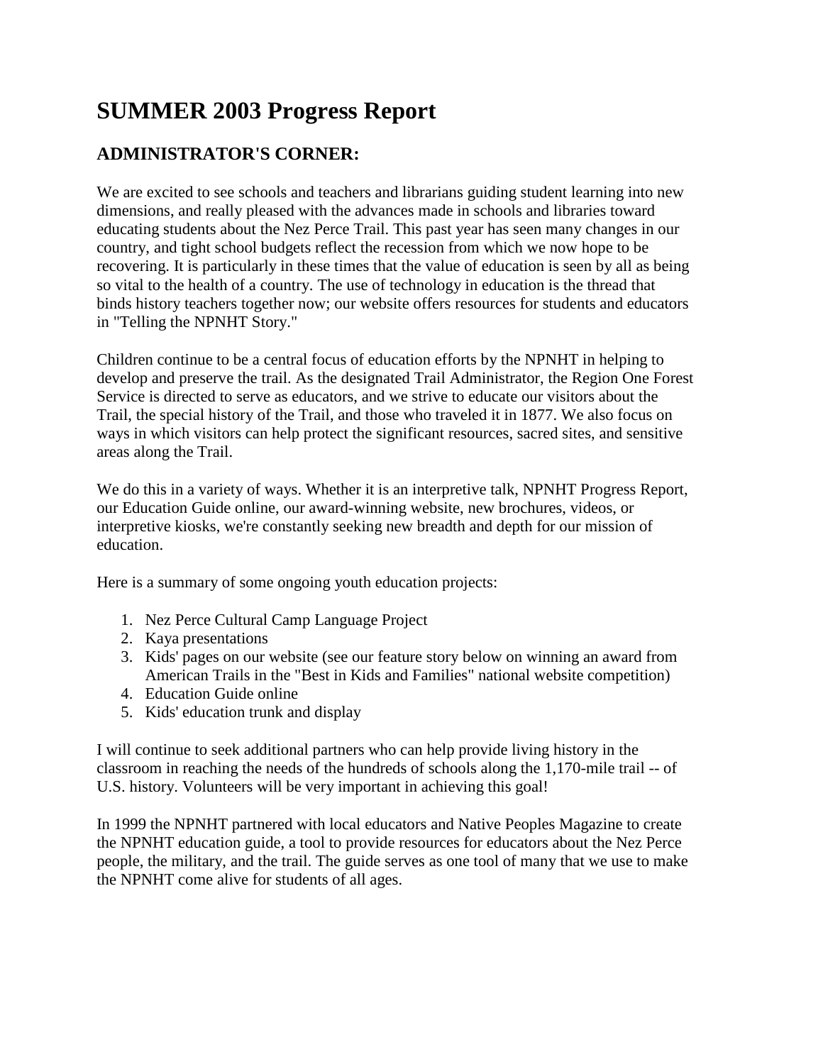# SUMMER 2003 Progress Report

## ADMINISTRATOR'S CORNER:

We are excited to see schools and teachers and librarians guiding student learning into new dimensions, and really pleased with the advances made in schools and libraries toward educating students about the Nez Perce Trail. This past year has seen many changes in our country, and tight school budgets reflect the recession from which we now hope to be recovering. It is particularly in these times that the value of education is seen by all as being so vital to the health of a country. The use of technology in education is the thread that binds history teachers together now; our website offers resources for students and educators in "Telling the NPNHT Story."

Children continue to be a central focus of education efforts by the NPNHT in helping to develop and preserve the trail. As the designated Trail Administrator, the Region One Forest Service is directed to serve as educators, and we strive to educate our visitors about the Trail, the special history of the Trail, and those who traveled it in 1877. We also focus on ways in which visitors can help protect the significant resources, sacred sites, and sensitive areas along the Trail.

We do this in a variety of ways. Whether it is an interpretive talk, NPNHT Progress Report, our Education Guide online, our award-winning website, new brochures, videos, or interpretive kiosks, we're constantly seeking new breadth and depth for our mission of education.

Here is a summary of some ongoing youth education projects:

1. Nez Perce Cultural Camp Language Project
2. Kaya presentations
3. Kids' pages on our website (see our feature story below on winning an award from American Trails in the "Best in Kids and Families" national website competition)
4. Education Guide online
5. Kids' education trunk and display

I will continue to seek additional partners who can help provide living history in the classroom in reaching the needs of the hundreds of schools along the 1,170-mile trail -- of U.S. history. Volunteers will be very important in achieving this goal!

In 1999 the NPNHT partnered with local educators and Native Peoples Magazine to create the NPNHT education guide, a tool to provide resources for educators about the Nez Perce people, the military, and the trail. The guide serves as one tool of many that we use to make the NPNHT come alive for students of all ages.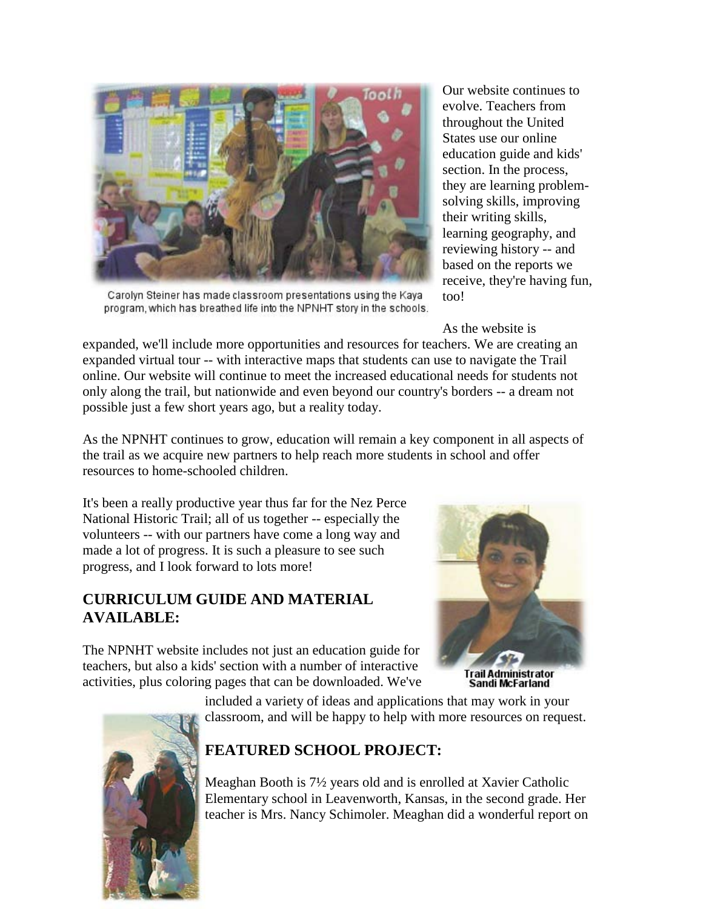Carolyn Steiner has made classroom presentations using the Kaya program, which has breathed life into the NPNHT story in the schools.

Our website continues to evolve. Teachers from throughout the United States use our online education guide and kids' section. In the process, they are learning problem-solving skills, improving their writing skills, learning geography, and reviewing history -- and based on the reports we receive, they're having fun, too!

As the website is expanded, we'll include more opportunities and resources for teachers. We are creating an expanded virtual tour -- with interactive maps that students can use to navigate the Trail online. Our website will continue to meet the increased educational needs for students not only along the trail, but nationwide and even beyond our country's borders -- a dream not possible just a few short years ago, but a reality today.

As the NPNHT continues to grow, education will remain a key component in all aspects of the trail as we acquire new partners to help reach more students in school and offer resources to home-schooled children.

It's been a really productive year thus far for the Nez Perce National Historic Trail; all of us together -- especially the volunteers -- with our partners have come a long way and made a lot of progress. It is such a pleasure to see such progress, and I look forward to lots more!

Trail Administrator Sandi McFarland

### CURRICULUM GUIDE AND MATERIAL AVAILABLE:

The NPNHT website includes not just an education guide for teachers, but also a kids' section with a number of interactive activities, plus coloring pages that can be downloaded. We've included a variety of ideas and applications that may work in your classroom, and will be happy to help with more resources on request.

### FEATURED SCHOOL PROJECT:

Meaghan Booth is 7½ years old and is enrolled at Xavier Catholic Elementary school in Leavenworth, Kansas, in the second grade. Her teacher is Mrs. Nancy Schimoler. Meaghan did a wonderful report on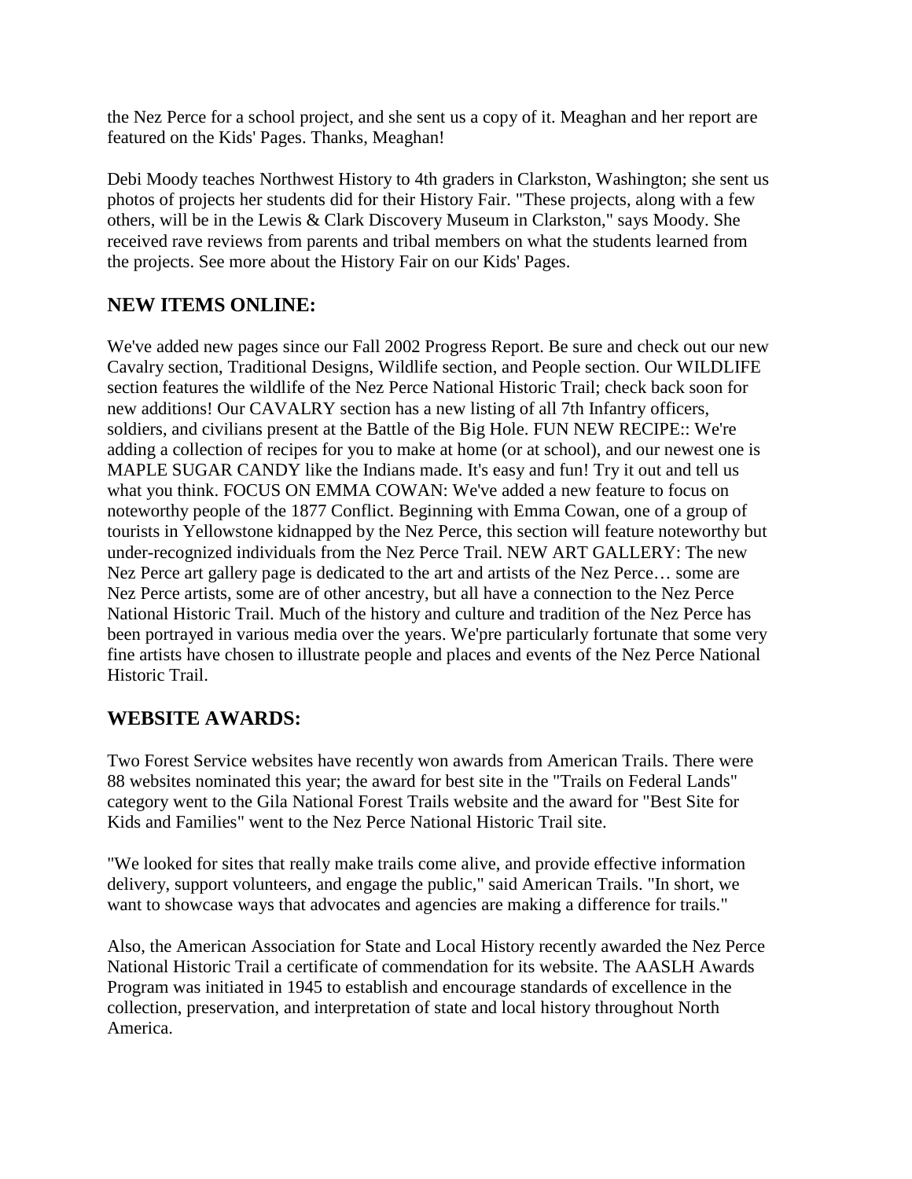the Nez Perce for a school project, and she sent us a copy of it. Meaghan and her report are featured on the Kids' Pages. Thanks, Meaghan!

Debi Moody teaches Northwest History to 4th graders in Clarkston, Washington; she sent us photos of projects her students did for their History Fair. "These projects, along with a few others, will be in the Lewis & Clark Discovery Museum in Clarkston," says Moody. She received rave reviews from parents and tribal members on what the students learned from the projects. See more about the History Fair on our Kids' Pages.

## NEW ITEMS ONLINE:

We've added new pages since our Fall 2002 Progress Report. Be sure and check out our new Cavalry section, Traditional Designs, Wildlife section, and People section. Our WILDLIFE section features the wildlife of the Nez Perce National Historic Trail; check back soon for new additions! Our CAVALRY section has a new listing of all 7th Infantry officers, soldiers, and civilians present at the Battle of the Big Hole. FUN NEW RECIPE:: We're adding a collection of recipes for you to make at home (or at school), and our newest one is MAPLE SUGAR CANDY like the Indians made. It's easy and fun! Try it out and tell us what you think. FOCUS ON EMMA COWAN: We've added a new feature to focus on noteworthy people of the 1877 Conflict. Beginning with Emma Cowan, one of a group of tourists in Yellowstone kidnapped by the Nez Perce, this section will feature noteworthy but under-recognized individuals from the Nez Perce Trail. NEW ART GALLERY: The new Nez Perce art gallery page is dedicated to the art and artists of the Nez Perce… some are Nez Perce artists, some are of other ancestry, but all have a connection to the Nez Perce National Historic Trail. Much of the history and culture and tradition of the Nez Perce has been portrayed in various media over the years. We'pre particularly fortunate that some very fine artists have chosen to illustrate people and places and events of the Nez Perce National Historic Trail.

## WEBSITE AWARDS:

Two Forest Service websites have recently won awards from American Trails. There were 88 websites nominated this year; the award for best site in the "Trails on Federal Lands" category went to the Gila National Forest Trails website and the award for "Best Site for Kids and Families" went to the Nez Perce National Historic Trail site.

"We looked for sites that really make trails come alive, and provide effective information delivery, support volunteers, and engage the public," said American Trails. "In short, we want to showcase ways that advocates and agencies are making a difference for trails."

Also, the American Association for State and Local History recently awarded the Nez Perce National Historic Trail a certificate of commendation for its website. The AASLH Awards Program was initiated in 1945 to establish and encourage standards of excellence in the collection, preservation, and interpretation of state and local history throughout North America.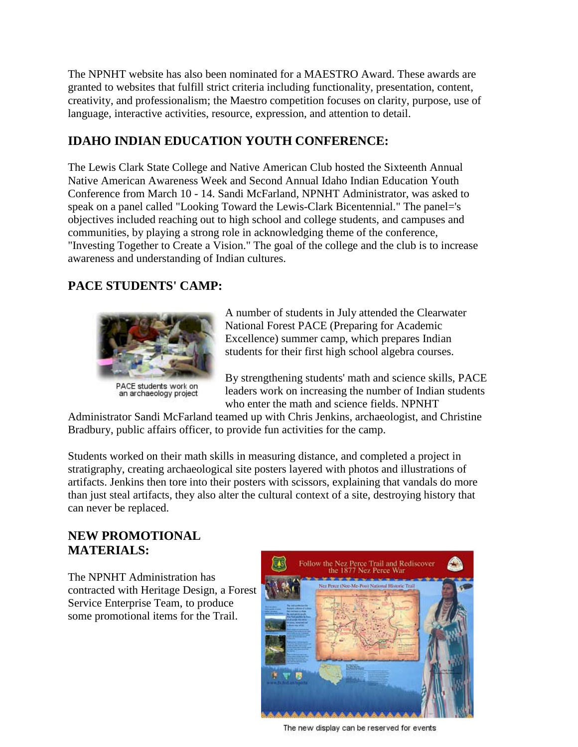The NPNHT website has also been nominated for a MAESTRO Award. These awards are granted to websites that fulfill strict criteria including functionality, presentation, content, creativity, and professionalism; the Maestro competition focuses on clarity, purpose, use of language, interactive activities, resource, expression, and attention to detail.

## IDAHO INDIAN EDUCATION YOUTH CONFERENCE:

The Lewis Clark State College and Native American Club hosted the Sixteenth Annual Native American Awareness Week and Second Annual Idaho Indian Education Youth Conference from March 10 - 14. Sandi McFarland, NPNHT Administrator, was asked to speak on a panel called "Looking Toward the Lewis-Clark Bicentennial." The panel='s objectives included reaching out to high school and college students, and campuses and communities, by playing a strong role in acknowledging theme of the conference, "Investing Together to Create a Vision." The goal of the college and the club is to increase awareness and understanding of Indian cultures.

## PACE STUDENTS' CAMP:

PACE students work on an archaeology project

A number of students in July attended the Clearwater National Forest PACE (Preparing for Academic Excellence) summer camp, which prepares Indian students for their first high school algebra courses.

By strengthening students' math and science skills, PACE leaders work on increasing the number of Indian students who enter the math and science fields. NPNHT Administrator Sandi McFarland teamed up with Chris Jenkins, archaeologist, and Christine Bradbury, public affairs officer, to provide fun activities for the camp.

Students worked on their math skills in measuring distance, and completed a project in stratigraphy, creating archaeological site posters layered with photos and illustrations of artifacts. Jenkins then tore into their posters with scissors, explaining that vandals do more than just steal artifacts, they also alter the cultural context of a site, destroying history that can never be replaced.

## NEW PROMOTIONAL MATERIALS:

The NPNHT Administration has contracted with Heritage Design, a Forest Service Enterprise Team, to produce some promotional items for the Trail.

The new display can be reserved for events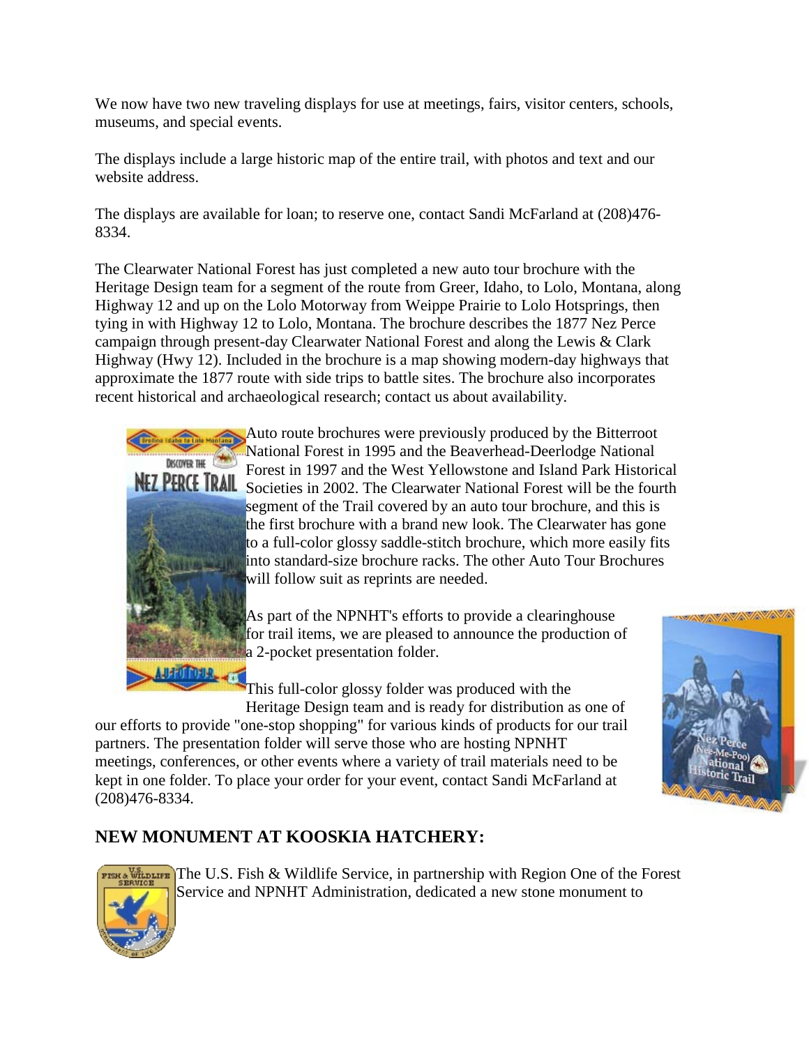We now have two new traveling displays for use at meetings, fairs, visitor centers, schools, museums, and special events.

The displays include a large historic map of the entire trail, with photos and text and our website address.

The displays are available for loan; to reserve one, contact Sandi McFarland at (208)476-8334.

The Clearwater National Forest has just completed a new auto tour brochure with the Heritage Design team for a segment of the route from Greer, Idaho, to Lolo, Montana, along Highway 12 and up on the Lolo Motorway from Weippe Prairie to Lolo Hotsprings, then tying in with Highway 12 to Lolo, Montana. The brochure describes the 1877 Nez Perce campaign through present-day Clearwater National Forest and along the Lewis & Clark Highway (Hwy 12). Included in the brochure is a map showing modern-day highways that approximate the 1877 route with side trips to battle sites. The brochure also incorporates recent historical and archaeological research; contact us about availability.

Auto route brochures were previously produced by the Bitterroot National Forest in 1995 and the Beaverhead-Deerlodge National Forest in 1997 and the West Yellowstone and Island Park Historical Societies in 2002. The Clearwater National Forest will be the fourth segment of the Trail covered by an auto tour brochure, and this is the first brochure with a brand new look. The Clearwater has gone to a full-color glossy saddle-stitch brochure, which more easily fits into standard-size brochure racks. The other Auto Tour Brochures will follow suit as reprints are needed.

As part of the NPNHT's efforts to provide a clearinghouse for trail items, we are pleased to announce the production of a 2-pocket presentation folder.

This full-color glossy folder was produced with the Heritage Design team and is ready for distribution as one of our efforts to provide "one-stop shopping" for various kinds of products for our trail partners. The presentation folder will serve those who are hosting NPNHT meetings, conferences, or other events where a variety of trail materials need to be kept in one folder. To place your order for your event, contact Sandi McFarland at (208)476-8334.

## NEW MONUMENT AT KOOSKIA HATCHERY:

The U.S. Fish & Wildlife Service, in partnership with Region One of the Forest Service and NPNHT Administration, dedicated a new stone monument to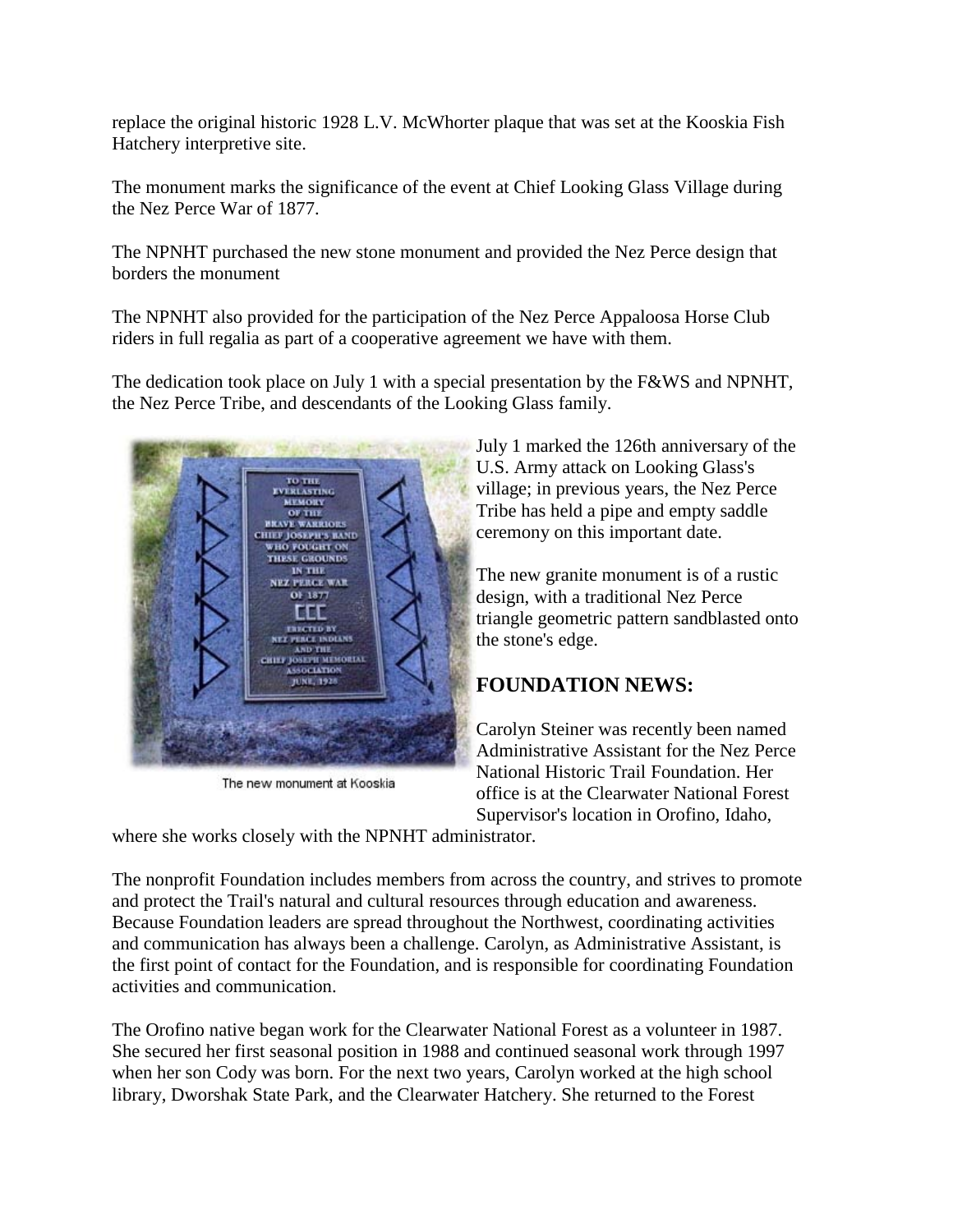replace the original historic 1928 L.V. McWhorter plaque that was set at the Kooskia Fish Hatchery interpretive site.

The monument marks the significance of the event at Chief Looking Glass Village during the Nez Perce War of 1877.

The NPNHT purchased the new stone monument and provided the Nez Perce design that borders the monument

The NPNHT also provided for the participation of the Nez Perce Appaloosa Horse Club riders in full regalia as part of a cooperative agreement we have with them.

The dedication took place on July 1 with a special presentation by the F&WS and NPNHT, the Nez Perce Tribe, and descendants of the Looking Glass family.

The new monument at Kooskia

July 1 marked the 126th anniversary of the U.S. Army attack on Looking Glass's village; in previous years, the Nez Perce Tribe has held a pipe and empty saddle ceremony on this important date.

The new granite monument is of a rustic design, with a traditional Nez Perce triangle geometric pattern sandblasted onto the stone's edge.

## FOUNDATION NEWS:

Carolyn Steiner was recently been named Administrative Assistant for the Nez Perce National Historic Trail Foundation. Her office is at the Clearwater National Forest Supervisor's location in Orofino, Idaho, where she works closely with the NPNHT administrator.

The nonprofit Foundation includes members from across the country, and strives to promote and protect the Trail's natural and cultural resources through education and awareness. Because Foundation leaders are spread throughout the Northwest, coordinating activities and communication has always been a challenge. Carolyn, as Administrative Assistant, is the first point of contact for the Foundation, and is responsible for coordinating Foundation activities and communication.

The Orofino native began work for the Clearwater National Forest as a volunteer in 1987. She secured her first seasonal position in 1988 and continued seasonal work through 1997 when her son Cody was born. For the next two years, Carolyn worked at the high school library, Dworshak State Park, and the Clearwater Hatchery. She returned to the Forest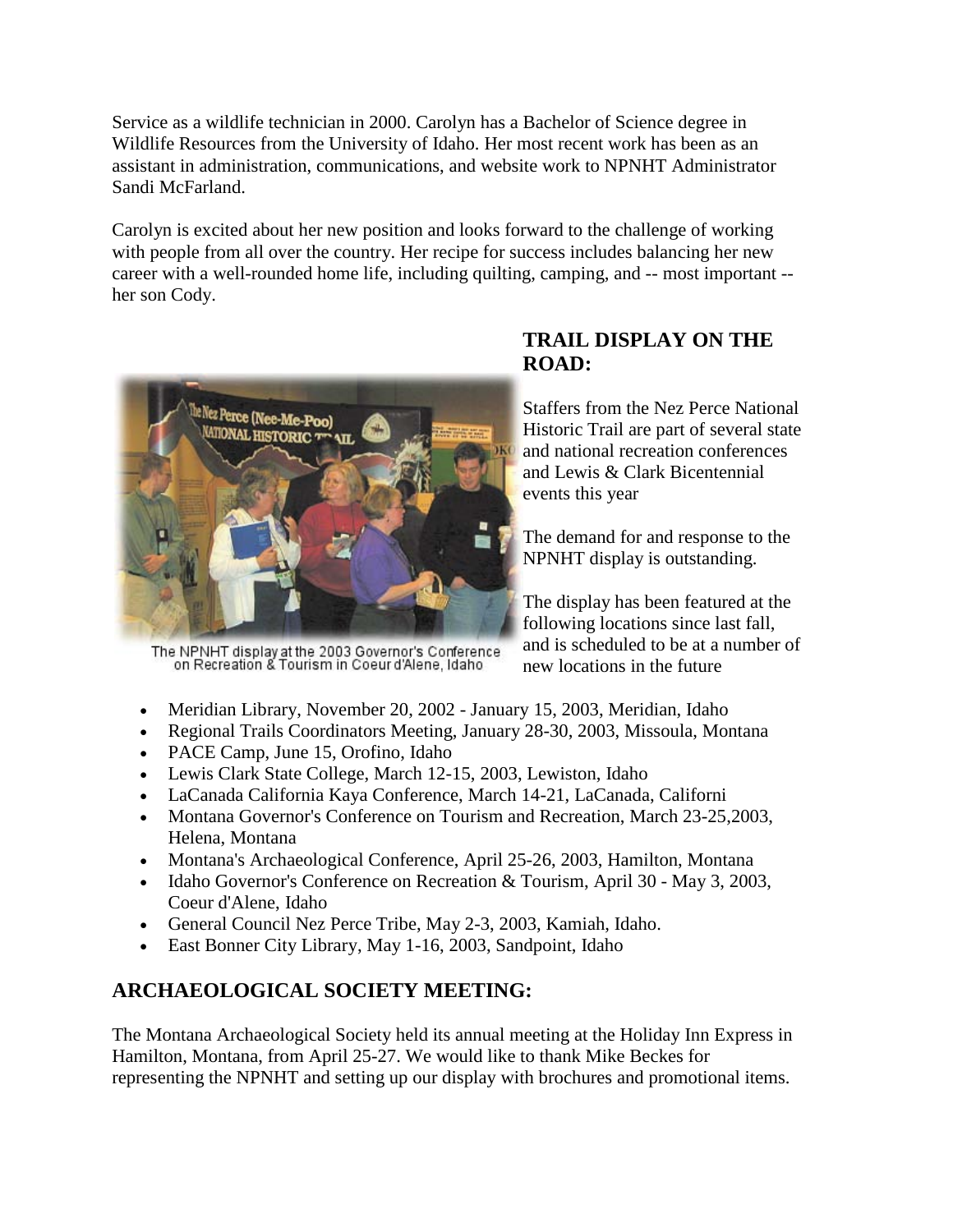Service as a wildlife technician in 2000. Carolyn has a Bachelor of Science degree in Wildlife Resources from the University of Idaho. Her most recent work has been as an assistant in administration, communications, and website work to NPNHT Administrator Sandi McFarland.

Carolyn is excited about her new position and looks forward to the challenge of working with people from all over the country. Her recipe for success includes balancing her new career with a well-rounded home life, including quilting, camping, and -- most important -- her son Cody.

## TRAIL DISPLAY ON THE ROAD:

The NPNHT display at the 2003 Governor's Conference on Recreation & Tourism in Coeur d'Alene, Idaho

Staffers from the Nez Perce National Historic Trail are part of several state and national recreation conferences and Lewis & Clark Bicentennial events this year

The demand for and response to the NPNHT display is outstanding.

The display has been featured at the following locations since last fall, and is scheduled to be at a number of new locations in the future

- Meridian Library, November 20, 2002 - January 15, 2003, Meridian, Idaho
- Regional Trails Coordinators Meeting, January 28-30, 2003, Missoula, Montana
- PACE Camp, June 15, Orofino, Idaho
- Lewis Clark State College, March 12-15, 2003, Lewiston, Idaho
- LaCanada California Kaya Conference, March 14-21, LaCanada, Californi
- Montana Governor's Conference on Tourism and Recreation, March 23-25,2003, Helena, Montana
- Montana's Archaeological Conference, April 25-26, 2003, Hamilton, Montana
- Idaho Governor's Conference on Recreation & Tourism, April 30 - May 3, 2003, Coeur d'Alene, Idaho
- General Council Nez Perce Tribe, May 2-3, 2003, Kamiah, Idaho.
- East Bonner City Library, May 1-16, 2003, Sandpoint, Idaho

## ARCHAEOLOGICAL SOCIETY MEETING:

The Montana Archaeological Society held its annual meeting at the Holiday Inn Express in Hamilton, Montana, from April 25-27. We would like to thank Mike Beckes for representing the NPNHT and setting up our display with brochures and promotional items.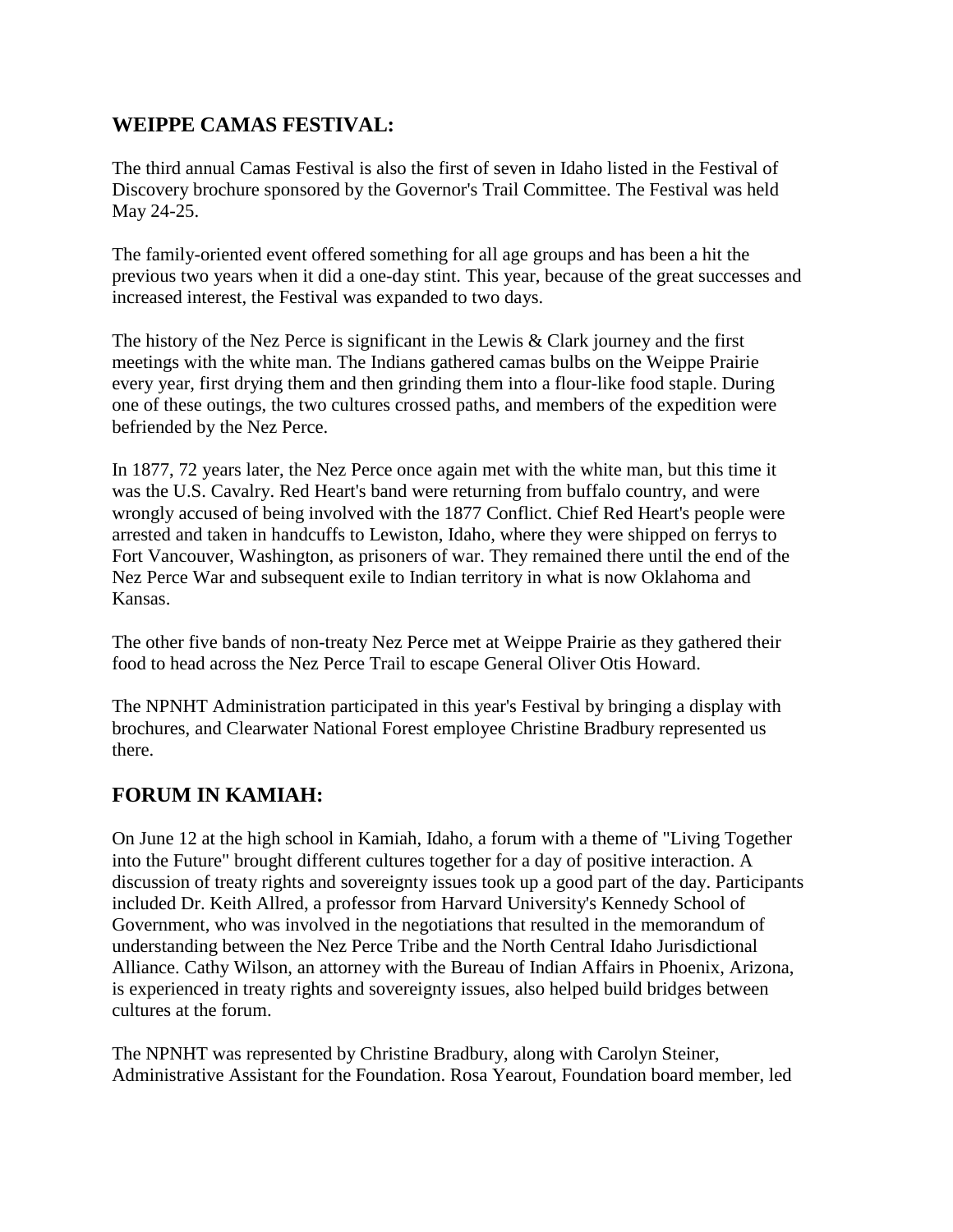## WEIPPE CAMAS FESTIVAL:

The third annual Camas Festival is also the first of seven in Idaho listed in the Festival of Discovery brochure sponsored by the Governor's Trail Committee. The Festival was held May 24-25.

The family-oriented event offered something for all age groups and has been a hit the previous two years when it did a one-day stint. This year, because of the great successes and increased interest, the Festival was expanded to two days.

The history of the Nez Perce is significant in the Lewis & Clark journey and the first meetings with the white man. The Indians gathered camas bulbs on the Weippe Prairie every year, first drying them and then grinding them into a flour-like food staple. During one of these outings, the two cultures crossed paths, and members of the expedition were befriended by the Nez Perce.

In 1877, 72 years later, the Nez Perce once again met with the white man, but this time it was the U.S. Cavalry. Red Heart's band were returning from buffalo country, and were wrongly accused of being involved with the 1877 Conflict. Chief Red Heart's people were arrested and taken in handcuffs to Lewiston, Idaho, where they were shipped on ferrys to Fort Vancouver, Washington, as prisoners of war. They remained there until the end of the Nez Perce War and subsequent exile to Indian territory in what is now Oklahoma and Kansas.

The other five bands of non-treaty Nez Perce met at Weippe Prairie as they gathered their food to head across the Nez Perce Trail to escape General Oliver Otis Howard.

The NPNHT Administration participated in this year's Festival by bringing a display with brochures, and Clearwater National Forest employee Christine Bradbury represented us there.

## FORUM IN KAMIAH:

On June 12 at the high school in Kamiah, Idaho, a forum with a theme of "Living Together into the Future" brought different cultures together for a day of positive interaction. A discussion of treaty rights and sovereignty issues took up a good part of the day. Participants included Dr. Keith Allred, a professor from Harvard University's Kennedy School of Government, who was involved in the negotiations that resulted in the memorandum of understanding between the Nez Perce Tribe and the North Central Idaho Jurisdictional Alliance. Cathy Wilson, an attorney with the Bureau of Indian Affairs in Phoenix, Arizona, is experienced in treaty rights and sovereignty issues, also helped build bridges between cultures at the forum.

The NPNHT was represented by Christine Bradbury, along with Carolyn Steiner, Administrative Assistant for the Foundation. Rosa Yearout, Foundation board member, led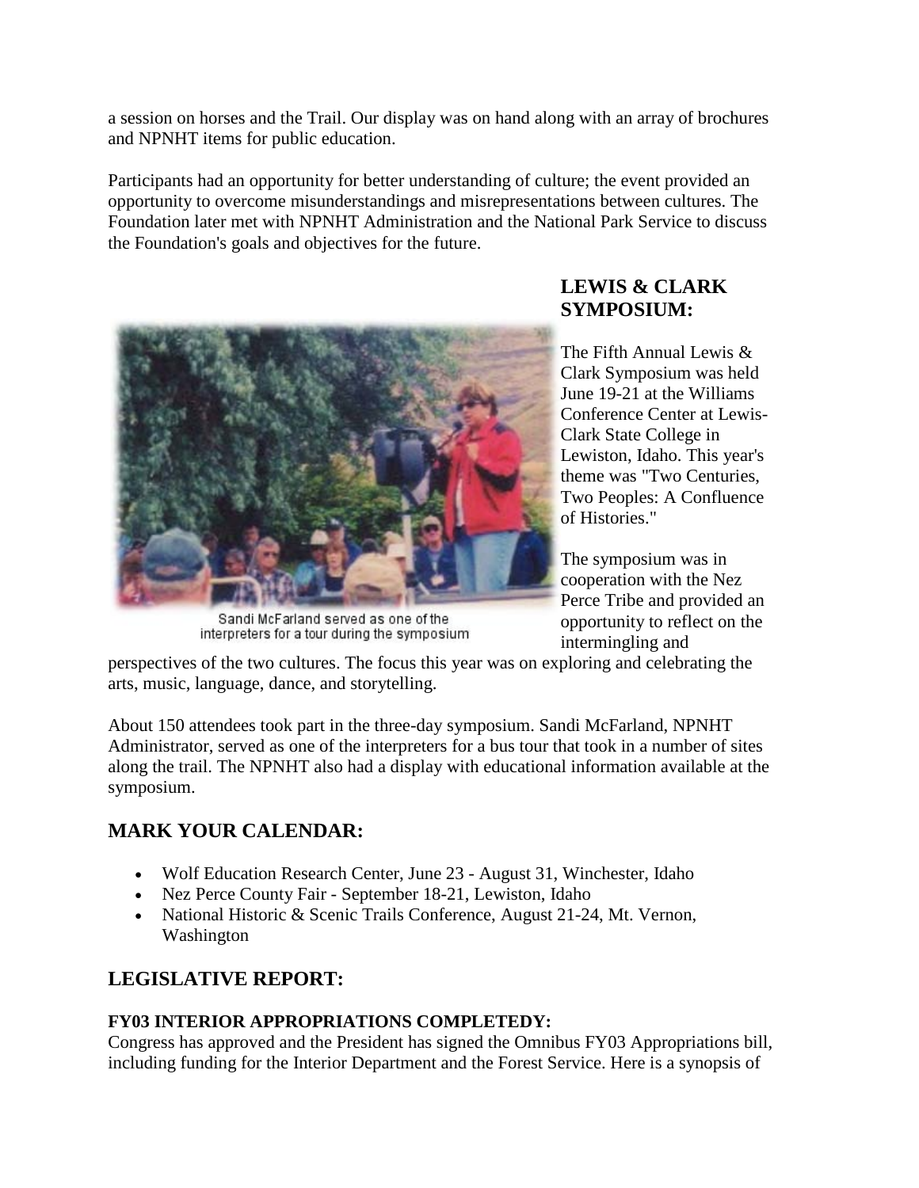a session on horses and the Trail. Our display was on hand along with an array of brochures and NPNHT items for public education.

Participants had an opportunity for better understanding of culture; the event provided an opportunity to overcome misunderstandings and misrepresentations between cultures. The Foundation later met with NPNHT Administration and the National Park Service to discuss the Foundation's goals and objectives for the future.

### LEWIS & CLARK SYMPOSIUM:

Sandi McFarland served as one of the interpreters for a tour during the symposium

The Fifth Annual Lewis & Clark Symposium was held June 19-21 at the Williams Conference Center at Lewis-Clark State College in Lewiston, Idaho. This year's theme was "Two Centuries, Two Peoples: A Confluence of Histories."

The symposium was in cooperation with the Nez Perce Tribe and provided an opportunity to reflect on the intermingling and perspectives of the two cultures. The focus this year was on exploring and celebrating the arts, music, language, dance, and storytelling.

About 150 attendees took part in the three-day symposium. Sandi McFarland, NPNHT Administrator, served as one of the interpreters for a bus tour that took in a number of sites along the trail. The NPNHT also had a display with educational information available at the symposium.

## MARK YOUR CALENDAR:

- Wolf Education Research Center, June 23 - August 31, Winchester, Idaho
- Nez Perce County Fair - September 18-21, Lewiston, Idaho
- National Historic & Scenic Trails Conference, August 21-24, Mt. Vernon, Washington

## LEGISLATIVE REPORT:

#### FY03 INTERIOR APPROPRIATIONS COMPLETEDY:

Congress has approved and the President has signed the Omnibus FY03 Appropriations bill, including funding for the Interior Department and the Forest Service. Here is a synopsis of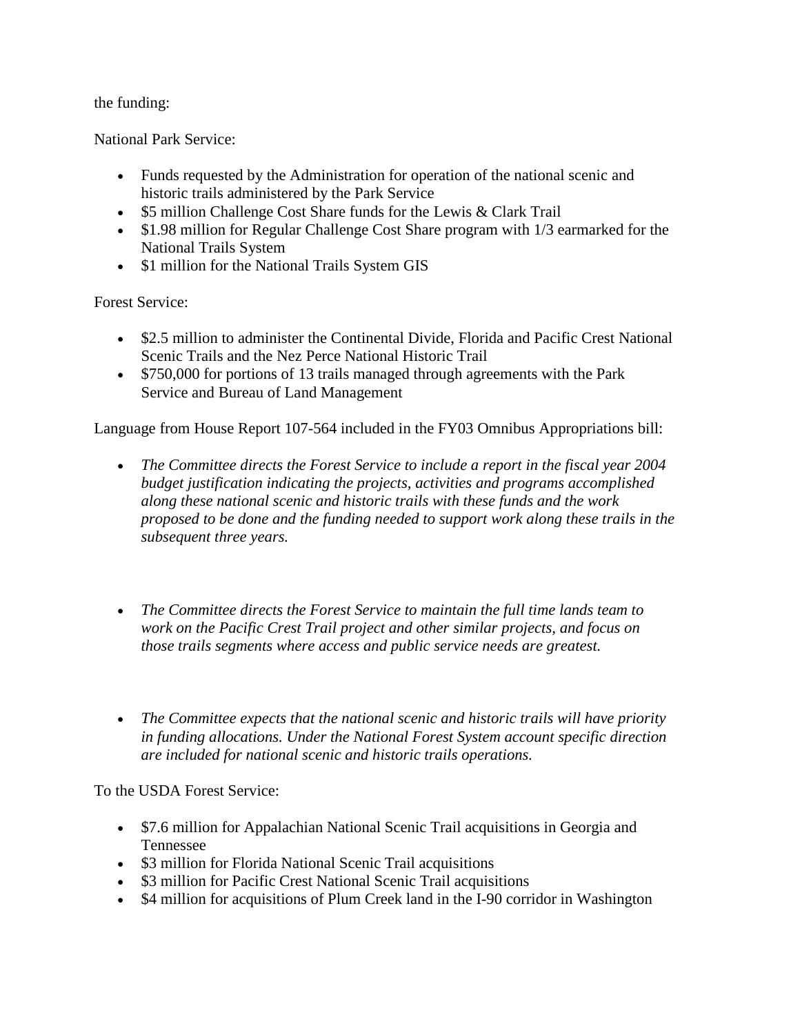the funding:

National Park Service:

- Funds requested by the Administration for operation of the national scenic and historic trails administered by the Park Service
- $5 million Challenge Cost Share funds for the Lewis & Clark Trail
- $1.98 million for Regular Challenge Cost Share program with 1/3 earmarked for the National Trails System
- $1 million for the National Trails System GIS

Forest Service:

- $2.5 million to administer the Continental Divide, Florida and Pacific Crest National Scenic Trails and the Nez Perce National Historic Trail
- $750,000 for portions of 13 trails managed through agreements with the Park Service and Bureau of Land Management

Language from House Report 107-564 included in the FY03 Omnibus Appropriations bill:

- *The Committee directs the Forest Service to include a report in the fiscal year 2004 budget justification indicating the projects, activities and programs accomplished along these national scenic and historic trails with these funds and the work proposed to be done and the funding needed to support work along these trails in the subsequent three years.*

- *The Committee directs the Forest Service to maintain the full time lands team to work on the Pacific Crest Trail project and other similar projects, and focus on those trails segments where access and public service needs are greatest.*

- *The Committee expects that the national scenic and historic trails will have priority in funding allocations. Under the National Forest System account specific direction are included for national scenic and historic trails operations.*

To the USDA Forest Service:

- $7.6 million for Appalachian National Scenic Trail acquisitions in Georgia and Tennessee
- $3 million for Florida National Scenic Trail acquisitions
- $3 million for Pacific Crest National Scenic Trail acquisitions
- $4 million for acquisitions of Plum Creek land in the I-90 corridor in Washington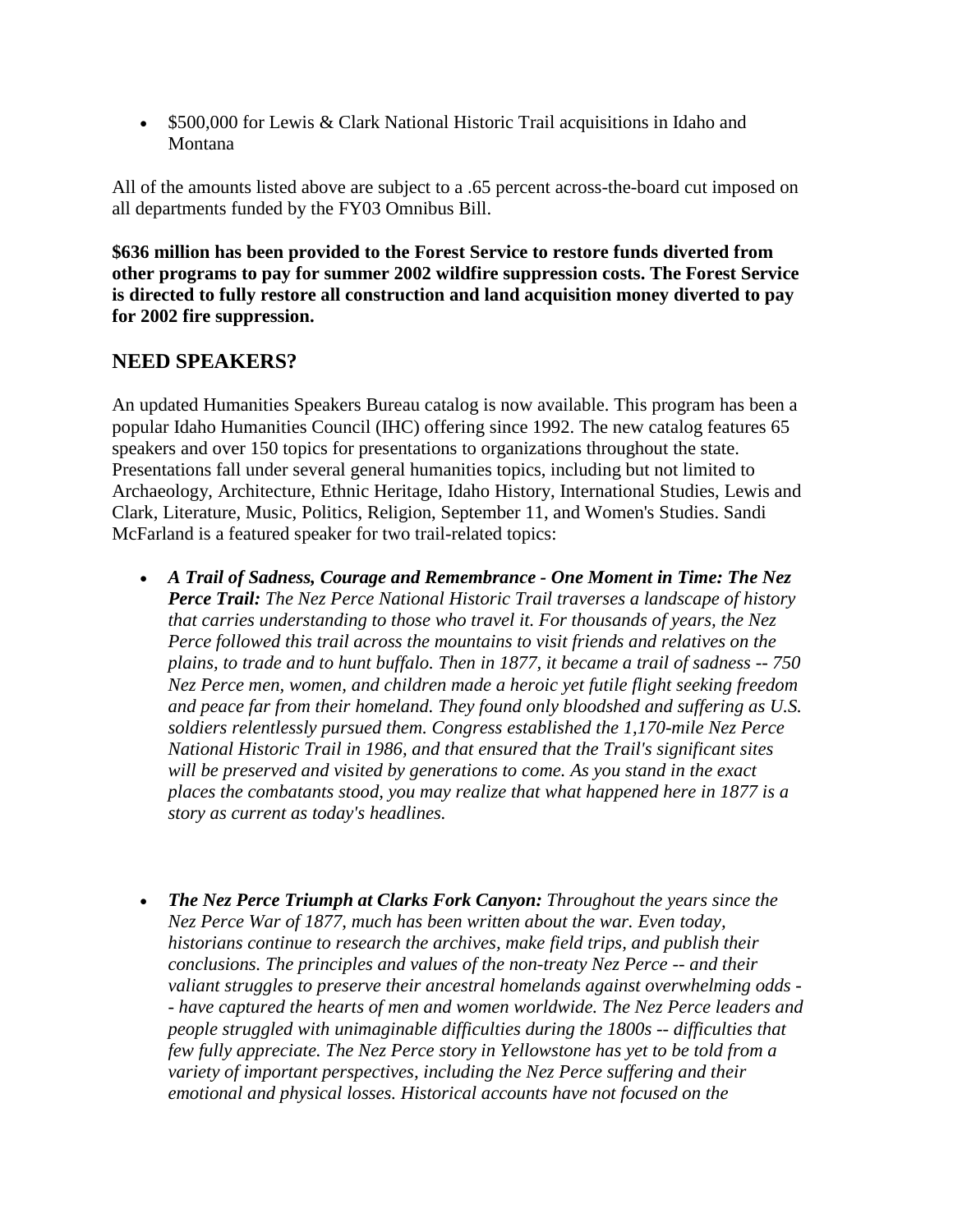- $500,000 for Lewis & Clark National Historic Trail acquisitions in Idaho and Montana

All of the amounts listed above are subject to a .65 percent across-the-board cut imposed on all departments funded by the FY03 Omnibus Bill.

**$636 million has been provided to the Forest Service to restore funds diverted from other programs to pay for summer 2002 wildfire suppression costs. The Forest Service is directed to fully restore all construction and land acquisition money diverted to pay for 2002 fire suppression.**

## NEED SPEAKERS?

An updated Humanities Speakers Bureau catalog is now available. This program has been a popular Idaho Humanities Council (IHC) offering since 1992. The new catalog features 65 speakers and over 150 topics for presentations to organizations throughout the state. Presentations fall under several general humanities topics, including but not limited to Archaeology, Architecture, Ethnic Heritage, Idaho History, International Studies, Lewis and Clark, Literature, Music, Politics, Religion, September 11, and Women's Studies. Sandi McFarland is a featured speaker for two trail-related topics:

- ***A Trail of Sadness, Courage and Remembrance - One Moment in Time: The Nez Perce Trail:*** *The Nez Perce National Historic Trail traverses a landscape of history that carries understanding to those who travel it. For thousands of years, the Nez Perce followed this trail across the mountains to visit friends and relatives on the plains, to trade and to hunt buffalo. Then in 1877, it became a trail of sadness -- 750 Nez Perce men, women, and children made a heroic yet futile flight seeking freedom and peace far from their homeland. They found only bloodshed and suffering as U.S. soldiers relentlessly pursued them. Congress established the 1,170-mile Nez Perce National Historic Trail in 1986, and that ensured that the Trail's significant sites will be preserved and visited by generations to come. As you stand in the exact places the combatants stood, you may realize that what happened here in 1877 is a story as current as today's headlines.*

- ***The Nez Perce Triumph at Clarks Fork Canyon:*** *Throughout the years since the Nez Perce War of 1877, much has been written about the war. Even today, historians continue to research the archives, make field trips, and publish their conclusions. The principles and values of the non-treaty Nez Perce -- and their valiant struggles to preserve their ancestral homelands against overwhelming odds -- have captured the hearts of men and women worldwide. The Nez Perce leaders and people struggled with unimaginable difficulties during the 1800s -- difficulties that few fully appreciate. The Nez Perce story in Yellowstone has yet to be told from a variety of important perspectives, including the Nez Perce suffering and their emotional and physical losses. Historical accounts have not focused on the*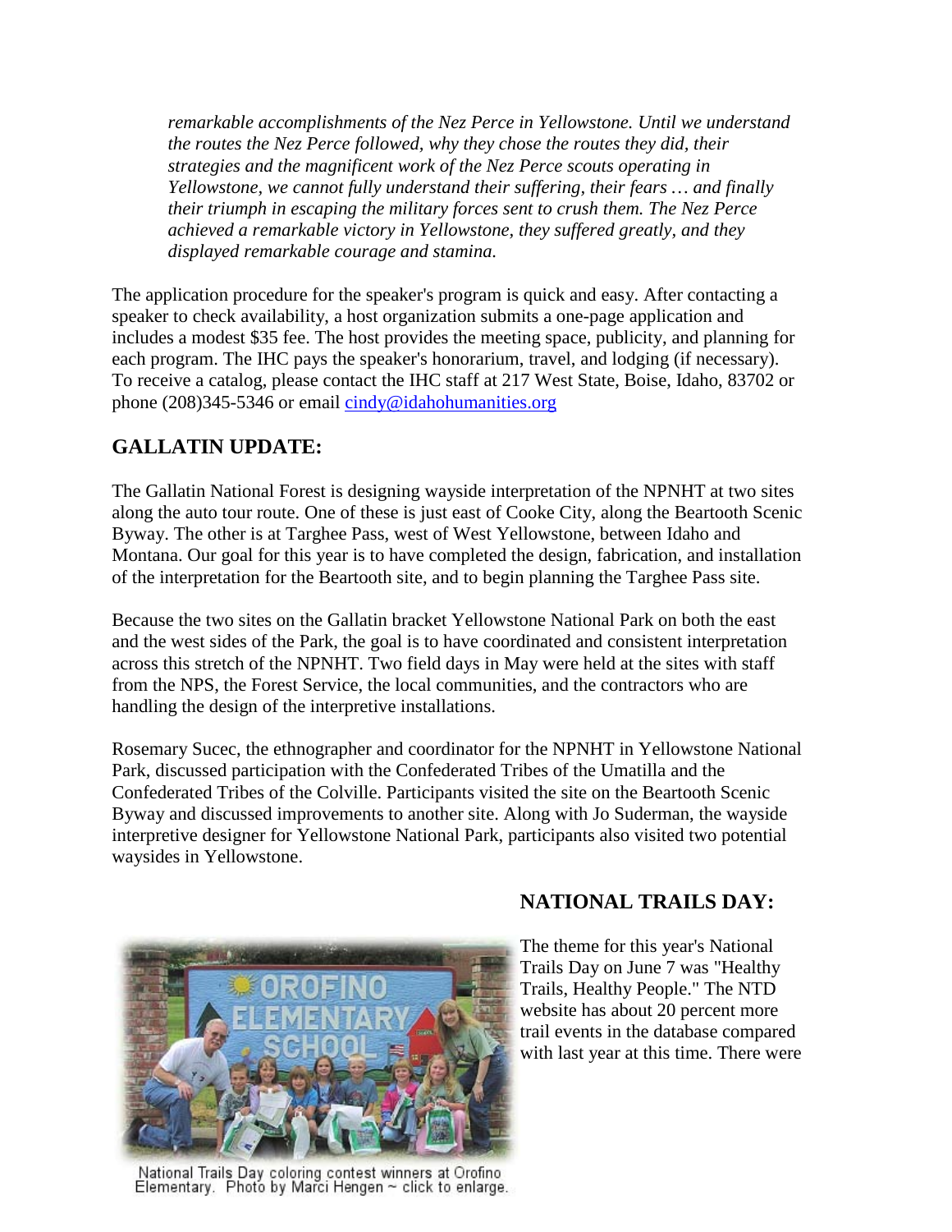*remarkable accomplishments of the Nez Perce in Yellowstone. Until we understand the routes the Nez Perce followed, why they chose the routes they did, their strategies and the magnificent work of the Nez Perce scouts operating in Yellowstone, we cannot fully understand their suffering, their fears … and finally their triumph in escaping the military forces sent to crush them. The Nez Perce achieved a remarkable victory in Yellowstone, they suffered greatly, and they displayed remarkable courage and stamina.*

The application procedure for the speaker's program is quick and easy. After contacting a speaker to check availability, a host organization submits a one-page application and includes a modest $35 fee. The host provides the meeting space, publicity, and planning for each program. The IHC pays the speaker's honorarium, travel, and lodging (if necessary). To receive a catalog, please contact the IHC staff at 217 West State, Boise, Idaho, 83702 or phone (208)345-5346 or email cindy@idahohumanities.org

## GALLATIN UPDATE:

The Gallatin National Forest is designing wayside interpretation of the NPNHT at two sites along the auto tour route. One of these is just east of Cooke City, along the Beartooth Scenic Byway. The other is at Targhee Pass, west of West Yellowstone, between Idaho and Montana. Our goal for this year is to have completed the design, fabrication, and installation of the interpretation for the Beartooth site, and to begin planning the Targhee Pass site.

Because the two sites on the Gallatin bracket Yellowstone National Park on both the east and the west sides of the Park, the goal is to have coordinated and consistent interpretation across this stretch of the NPNHT. Two field days in May were held at the sites with staff from the NPS, the Forest Service, the local communities, and the contractors who are handling the design of the interpretive installations.

Rosemary Sucec, the ethnographer and coordinator for the NPNHT in Yellowstone National Park, discussed participation with the Confederated Tribes of the Umatilla and the Confederated Tribes of the Colville. Participants visited the site on the Beartooth Scenic Byway and discussed improvements to another site. Along with Jo Suderman, the wayside interpretive designer for Yellowstone National Park, participants also visited two potential waysides in Yellowstone.

National Trails Day coloring contest winners at Orofino Elementary. Photo by Marci Hengen ~ click to enlarge.

## NATIONAL TRAILS DAY:

The theme for this year's National Trails Day on June 7 was "Healthy Trails, Healthy People." The NTD website has about 20 percent more trail events in the database compared with last year at this time. There were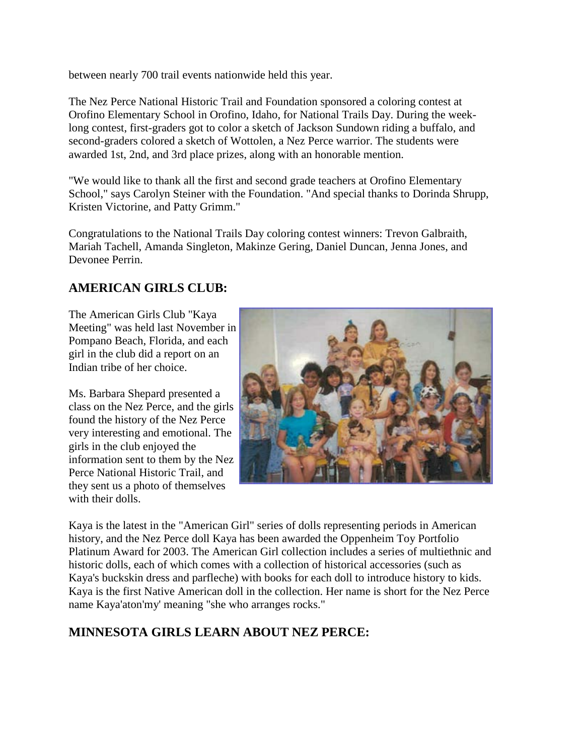between nearly 700 trail events nationwide held this year.

The Nez Perce National Historic Trail and Foundation sponsored a coloring contest at Orofino Elementary School in Orofino, Idaho, for National Trails Day. During the week-long contest, first-graders got to color a sketch of Jackson Sundown riding a buffalo, and second-graders colored a sketch of Wottolen, a Nez Perce warrior. The students were awarded 1st, 2nd, and 3rd place prizes, along with an honorable mention.

"We would like to thank all the first and second grade teachers at Orofino Elementary School," says Carolyn Steiner with the Foundation. "And special thanks to Dorinda Shrupp, Kristen Victorine, and Patty Grimm."

Congratulations to the National Trails Day coloring contest winners: Trevon Galbraith, Mariah Tachell, Amanda Singleton, Makinze Gering, Daniel Duncan, Jenna Jones, and Devonee Perrin.

## AMERICAN GIRLS CLUB:

The American Girls Club "Kaya Meeting" was held last November in Pompano Beach, Florida, and each girl in the club did a report on an Indian tribe of her choice.

Ms. Barbara Shepard presented a class on the Nez Perce, and the girls found the history of the Nez Perce very interesting and emotional. The girls in the club enjoyed the information sent to them by the Nez Perce National Historic Trail, and they sent us a photo of themselves with their dolls.

Kaya is the latest in the "American Girl" series of dolls representing periods in American history, and the Nez Perce doll Kaya has been awarded the Oppenheim Toy Portfolio Platinum Award for 2003. The American Girl collection includes a series of multiethnic and historic dolls, each of which comes with a collection of historical accessories (such as Kaya's buckskin dress and parfleche) with books for each doll to introduce history to kids. Kaya is the first Native American doll in the collection. Her name is short for the Nez Perce name Kaya'aton'my' meaning "she who arranges rocks."

## MINNESOTA GIRLS LEARN ABOUT NEZ PERCE: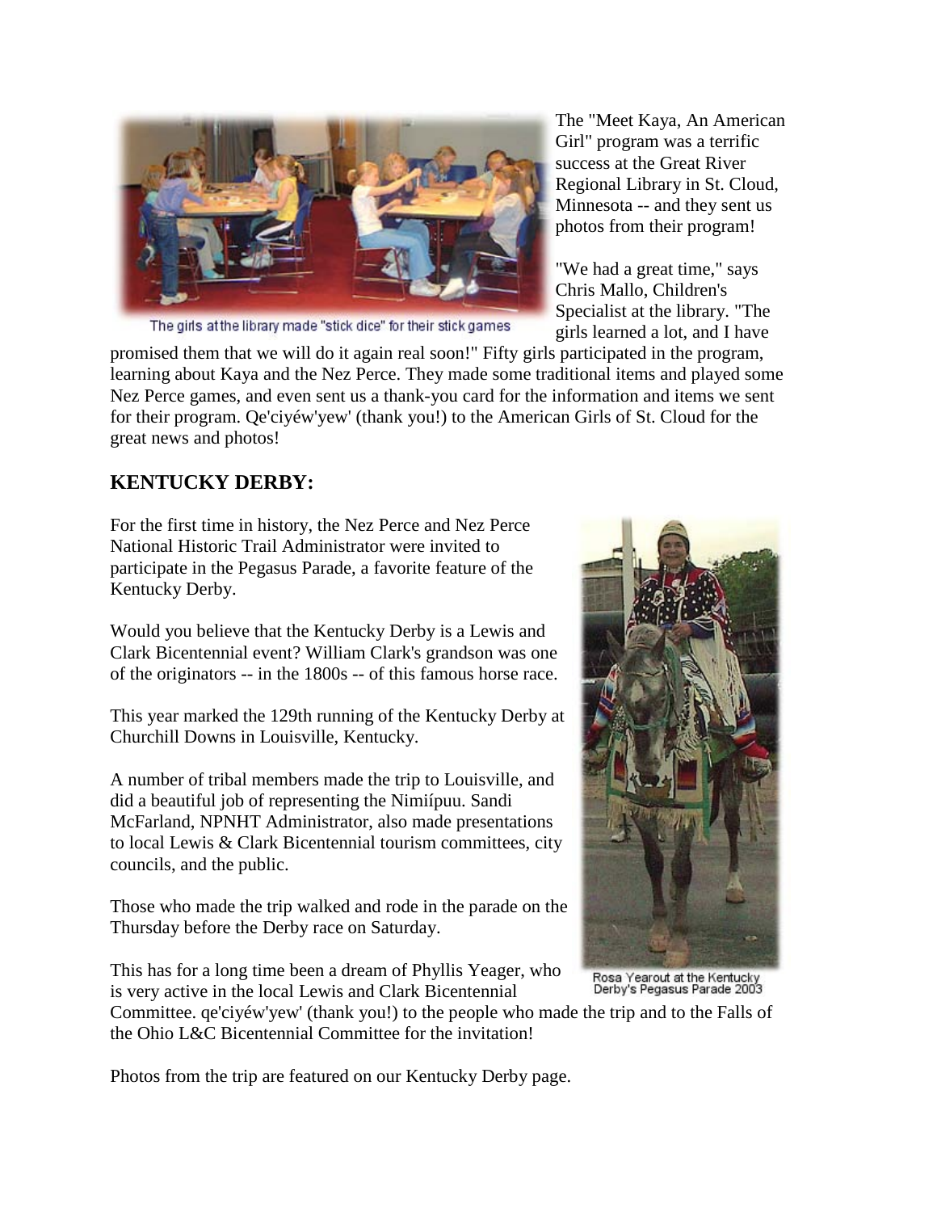The girls at the library made "stick dice" for their stick games

The "Meet Kaya, An American Girl" program was a terrific success at the Great River Regional Library in St. Cloud, Minnesota -- and they sent us photos from their program!

"We had a great time," says Chris Mallo, Children's Specialist at the library. "The girls learned a lot, and I have promised them that we will do it again real soon!" Fifty girls participated in the program, learning about Kaya and the Nez Perce. They made some traditional items and played some Nez Perce games, and even sent us a thank-you card for the information and items we sent for their program. Qe'ciyéw'yew' (thank you!) to the American Girls of St. Cloud for the great news and photos!

## KENTUCKY DERBY:

For the first time in history, the Nez Perce and Nez Perce National Historic Trail Administrator were invited to participate in the Pegasus Parade, a favorite feature of the Kentucky Derby.

Would you believe that the Kentucky Derby is a Lewis and Clark Bicentennial event? William Clark's grandson was one of the originators -- in the 1800s -- of this famous horse race.

This year marked the 129th running of the Kentucky Derby at Churchill Downs in Louisville, Kentucky.

A number of tribal members made the trip to Louisville, and did a beautiful job of representing the Nimiípuu. Sandi McFarland, NPNHT Administrator, also made presentations to local Lewis & Clark Bicentennial tourism committees, city councils, and the public.

Those who made the trip walked and rode in the parade on the Thursday before the Derby race on Saturday.

This has for a long time been a dream of Phyllis Yeager, who is very active in the local Lewis and Clark Bicentennial Committee. qe'ciyéw'yew' (thank you!) to the people who made the trip and to the Falls of the Ohio L&C Bicentennial Committee for the invitation!

Rosa Yearout at the Kentucky Derby's Pegasus Parade 2003

Photos from the trip are featured on our Kentucky Derby page.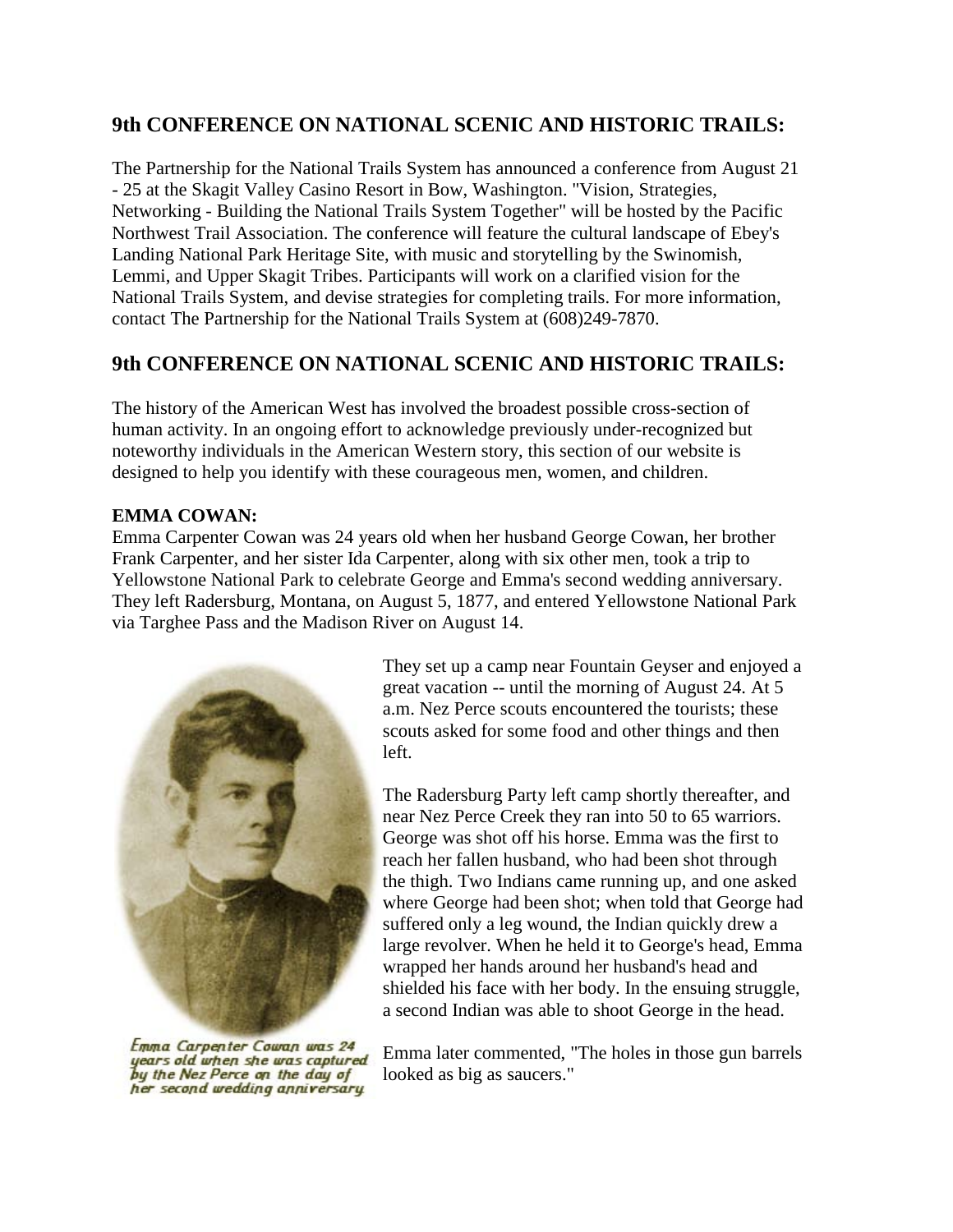## 9th CONFERENCE ON NATIONAL SCENIC AND HISTORIC TRAILS:

The Partnership for the National Trails System has announced a conference from August 21 - 25 at the Skagit Valley Casino Resort in Bow, Washington. "Vision, Strategies, Networking - Building the National Trails System Together" will be hosted by the Pacific Northwest Trail Association. The conference will feature the cultural landscape of Ebey's Landing National Park Heritage Site, with music and storytelling by the Swinomish, Lemmi, and Upper Skagit Tribes. Participants will work on a clarified vision for the National Trails System, and devise strategies for completing trails. For more information, contact The Partnership for the National Trails System at (608)249-7870.

## 9th CONFERENCE ON NATIONAL SCENIC AND HISTORIC TRAILS:

The history of the American West has involved the broadest possible cross-section of human activity. In an ongoing effort to acknowledge previously under-recognized but noteworthy individuals in the American Western story, this section of our website is designed to help you identify with these courageous men, women, and children.

**EMMA COWAN:**

Emma Carpenter Cowan was 24 years old when her husband George Cowan, her brother Frank Carpenter, and her sister Ida Carpenter, along with six other men, took a trip to Yellowstone National Park to celebrate George and Emma's second wedding anniversary. They left Radersburg, Montana, on August 5, 1877, and entered Yellowstone National Park via Targhee Pass and the Madison River on August 14.

*Emma Carpenter Cowan was 24 years old when she was captured by the Nez Perce on the day of her second wedding anniversary*

They set up a camp near Fountain Geyser and enjoyed a great vacation -- until the morning of August 24. At 5 a.m. Nez Perce scouts encountered the tourists; these scouts asked for some food and other things and then left.

The Radersburg Party left camp shortly thereafter, and near Nez Perce Creek they ran into 50 to 65 warriors. George was shot off his horse. Emma was the first to reach her fallen husband, who had been shot through the thigh. Two Indians came running up, and one asked where George had been shot; when told that George had suffered only a leg wound, the Indian quickly drew a large revolver. When he held it to George's head, Emma wrapped her hands around her husband's head and shielded his face with her body. In the ensuing struggle, a second Indian was able to shoot George in the head.

Emma later commented, "The holes in those gun barrels looked as big as saucers."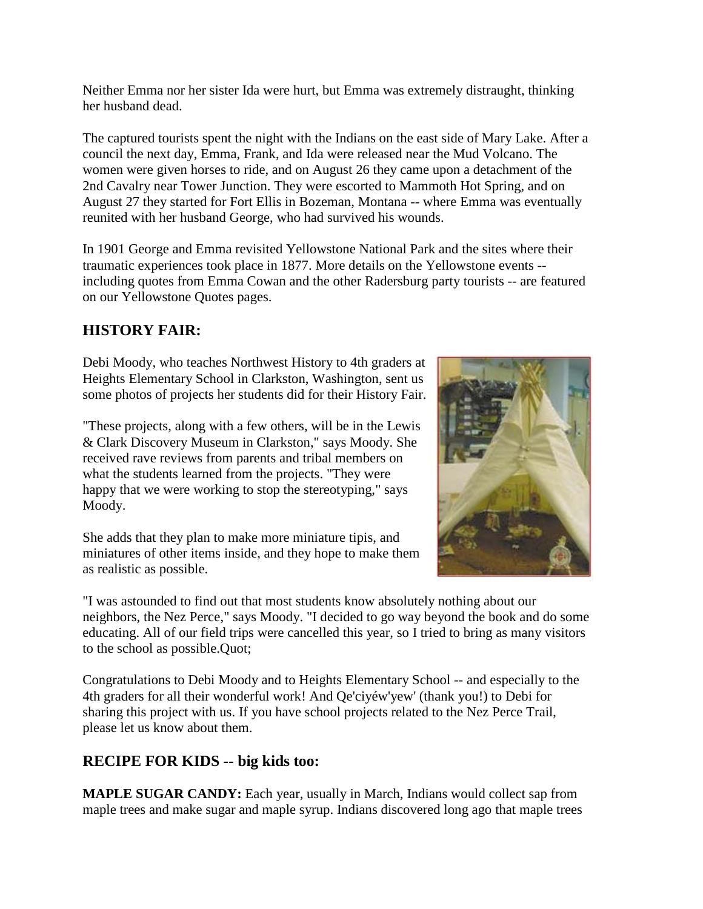Neither Emma nor her sister Ida were hurt, but Emma was extremely distraught, thinking her husband dead.

The captured tourists spent the night with the Indians on the east side of Mary Lake. After a council the next day, Emma, Frank, and Ida were released near the Mud Volcano. The women were given horses to ride, and on August 26 they came upon a detachment of the 2nd Cavalry near Tower Junction. They were escorted to Mammoth Hot Spring, and on August 27 they started for Fort Ellis in Bozeman, Montana -- where Emma was eventually reunited with her husband George, who had survived his wounds.

In 1901 George and Emma revisited Yellowstone National Park and the sites where their traumatic experiences took place in 1877. More details on the Yellowstone events -- including quotes from Emma Cowan and the other Radersburg party tourists -- are featured on our Yellowstone Quotes pages.

## HISTORY FAIR:

Debi Moody, who teaches Northwest History to 4th graders at Heights Elementary School in Clarkston, Washington, sent us some photos of projects her students did for their History Fair.

"These projects, along with a few others, will be in the Lewis & Clark Discovery Museum in Clarkston," says Moody. She received rave reviews from parents and tribal members on what the students learned from the projects. "They were happy that we were working to stop the stereotyping," says Moody.

She adds that they plan to make more miniature tipis, and miniatures of other items inside, and they hope to make them as realistic as possible.

"I was astounded to find out that most students know absolutely nothing about our neighbors, the Nez Perce," says Moody. "I decided to go way beyond the book and do some educating. All of our field trips were cancelled this year, so I tried to bring as many visitors to the school as possible.Quot;

Congratulations to Debi Moody and to Heights Elementary School -- and especially to the 4th graders for all their wonderful work! And Qe'ciyéw'yew' (thank you!) to Debi for sharing this project with us. If you have school projects related to the Nez Perce Trail, please let us know about them.

## RECIPE FOR KIDS -- big kids too:

**MAPLE SUGAR CANDY:** Each year, usually in March, Indians would collect sap from maple trees and make sugar and maple syrup. Indians discovered long ago that maple trees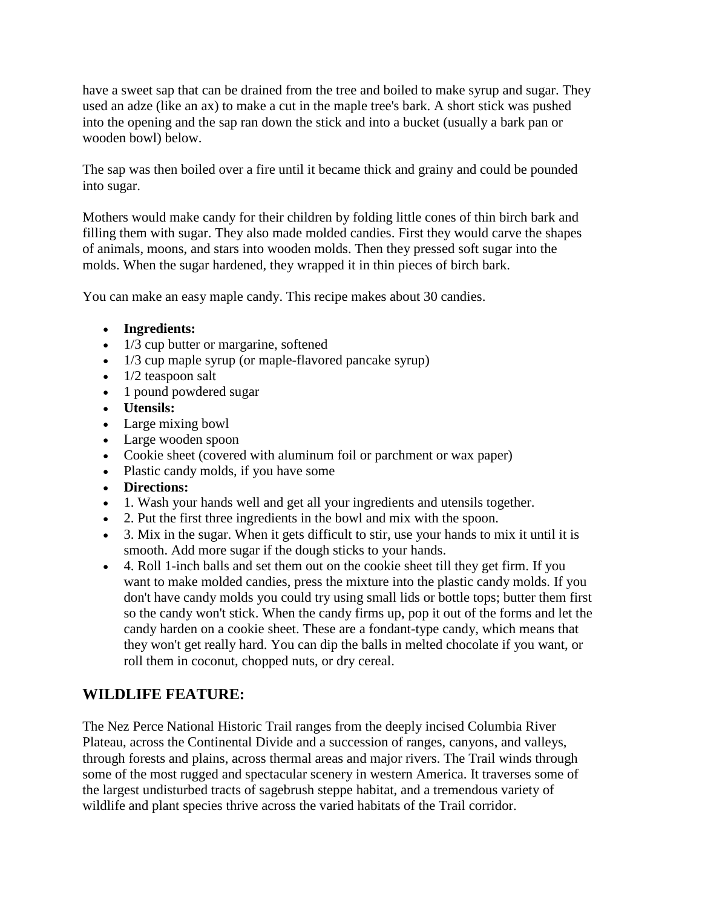have a sweet sap that can be drained from the tree and boiled to make syrup and sugar. They used an adze (like an ax) to make a cut in the maple tree's bark. A short stick was pushed into the opening and the sap ran down the stick and into a bucket (usually a bark pan or wooden bowl) below.

The sap was then boiled over a fire until it became thick and grainy and could be pounded into sugar.

Mothers would make candy for their children by folding little cones of thin birch bark and filling them with sugar. They also made molded candies. First they would carve the shapes of animals, moons, and stars into wooden molds. Then they pressed soft sugar into the molds. When the sugar hardened, they wrapped it in thin pieces of birch bark.

You can make an easy maple candy. This recipe makes about 30 candies.

- **Ingredients:**
- 1/3 cup butter or margarine, softened
- 1/3 cup maple syrup (or maple-flavored pancake syrup)
- 1/2 teaspoon salt
- 1 pound powdered sugar
- **Utensils:**
- Large mixing bowl
- Large wooden spoon
- Cookie sheet (covered with aluminum foil or parchment or wax paper)
- Plastic candy molds, if you have some
- **Directions:**
- 1. Wash your hands well and get all your ingredients and utensils together.
- 2. Put the first three ingredients in the bowl and mix with the spoon.
- 3. Mix in the sugar. When it gets difficult to stir, use your hands to mix it until it is smooth. Add more sugar if the dough sticks to your hands.
- 4. Roll 1-inch balls and set them out on the cookie sheet till they get firm. If you want to make molded candies, press the mixture into the plastic candy molds. If you don't have candy molds you could try using small lids or bottle tops; butter them first so the candy won't stick. When the candy firms up, pop it out of the forms and let the candy harden on a cookie sheet. These are a fondant-type candy, which means that they won't get really hard. You can dip the balls in melted chocolate if you want, or roll them in coconut, chopped nuts, or dry cereal.

## WILDLIFE FEATURE:

The Nez Perce National Historic Trail ranges from the deeply incised Columbia River Plateau, across the Continental Divide and a succession of ranges, canyons, and valleys, through forests and plains, across thermal areas and major rivers. The Trail winds through some of the most rugged and spectacular scenery in western America. It traverses some of the largest undisturbed tracts of sagebrush steppe habitat, and a tremendous variety of wildlife and plant species thrive across the varied habitats of the Trail corridor.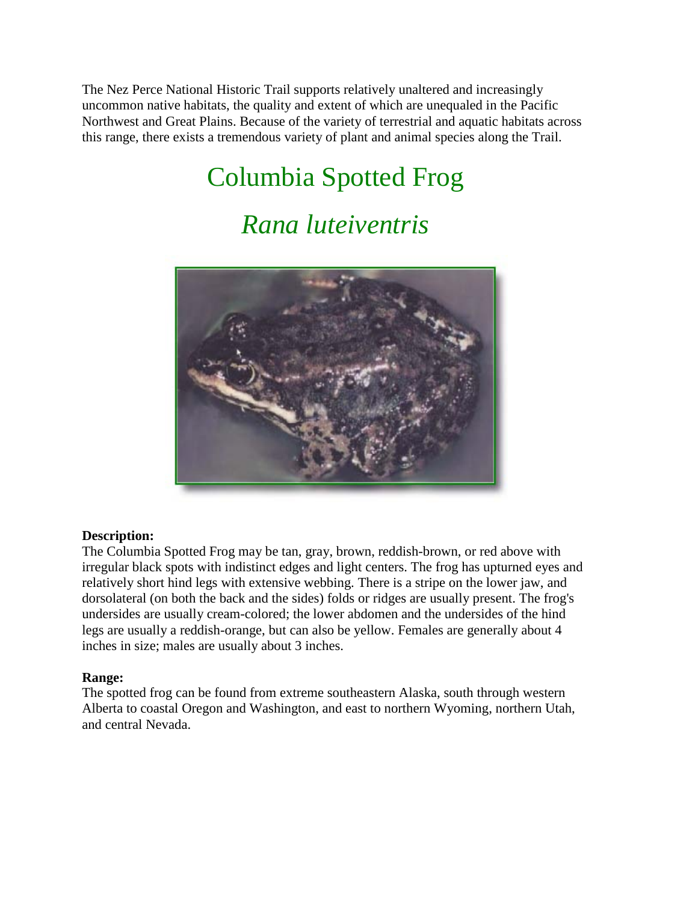The Nez Perce National Historic Trail supports relatively unaltered and increasingly uncommon native habitats, the quality and extent of which are unequaled in the Pacific Northwest and Great Plains. Because of the variety of terrestrial and aquatic habitats across this range, there exists a tremendous variety of plant and animal species along the Trail.

# Columbia Spotted Frog

## *Rana luteiventris*

**Description:**
The Columbia Spotted Frog may be tan, gray, brown, reddish-brown, or red above with irregular black spots with indistinct edges and light centers. The frog has upturned eyes and relatively short hind legs with extensive webbing. There is a stripe on the lower jaw, and dorsolateral (on both the back and the sides) folds or ridges are usually present. The frog's undersides are usually cream-colored; the lower abdomen and the undersides of the hind legs are usually a reddish-orange, but can also be yellow. Females are generally about 4 inches in size; males are usually about 3 inches.

**Range:**
The spotted frog can be found from extreme southeastern Alaska, south through western Alberta to coastal Oregon and Washington, and east to northern Wyoming, northern Utah, and central Nevada.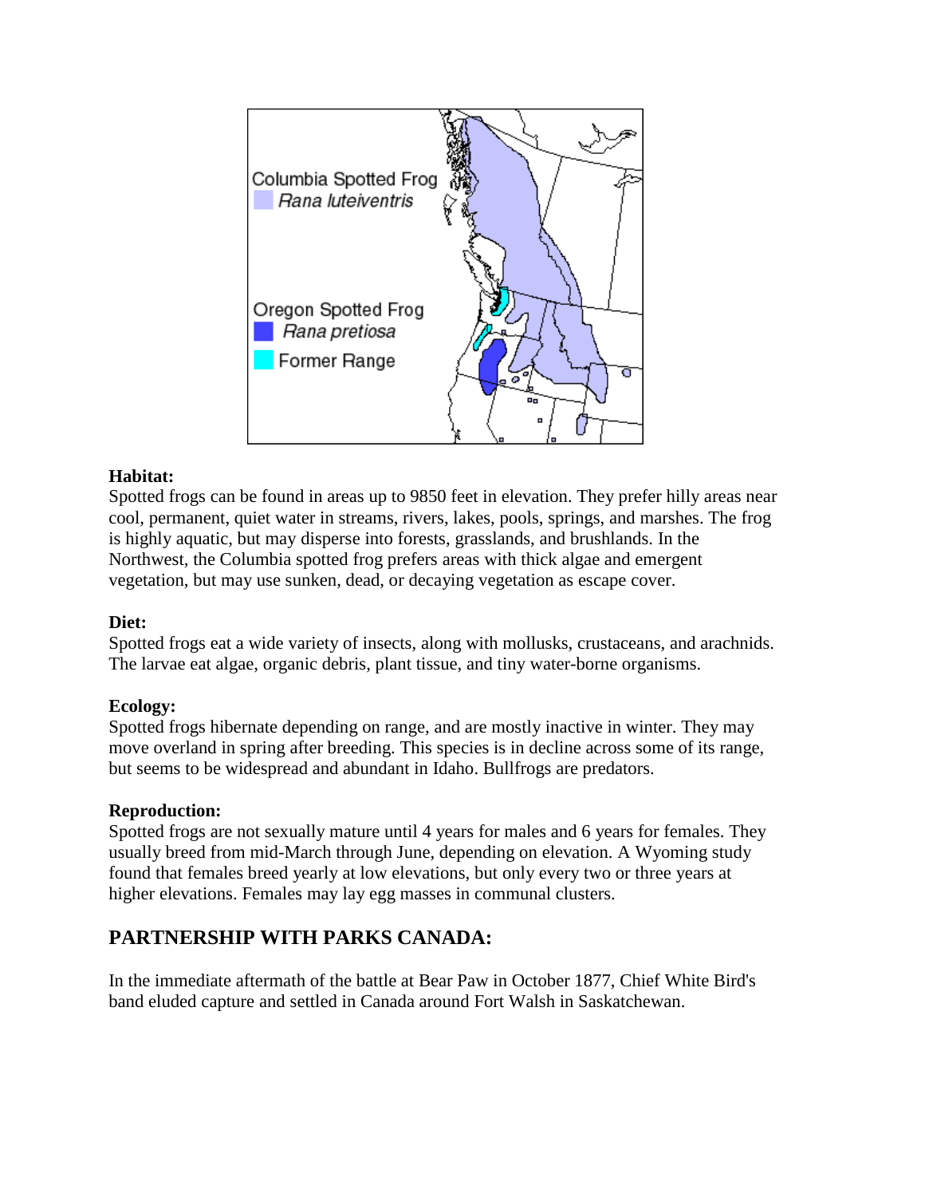**Habitat:**
Spotted frogs can be found in areas up to 9850 feet in elevation. They prefer hilly areas near cool, permanent, quiet water in streams, rivers, lakes, pools, springs, and marshes. The frog is highly aquatic, but may disperse into forests, grasslands, and brushlands. In the Northwest, the Columbia spotted frog prefers areas with thick algae and emergent vegetation, but may use sunken, dead, or decaying vegetation as escape cover.

**Diet:**
Spotted frogs eat a wide variety of insects, along with mollusks, crustaceans, and arachnids. The larvae eat algae, organic debris, plant tissue, and tiny water-borne organisms.

**Ecology:**
Spotted frogs hibernate depending on range, and are mostly inactive in winter. They may move overland in spring after breeding. This species is in decline across some of its range, but seems to be widespread and abundant in Idaho. Bullfrogs are predators.

**Reproduction:**
Spotted frogs are not sexually mature until 4 years for males and 6 years for females. They usually breed from mid-March through June, depending on elevation. A Wyoming study found that females breed yearly at low elevations, but only every two or three years at higher elevations. Females may lay egg masses in communal clusters.

## PARTNERSHIP WITH PARKS CANADA:

In the immediate aftermath of the battle at Bear Paw in October 1877, Chief White Bird's band eluded capture and settled in Canada around Fort Walsh in Saskatchewan.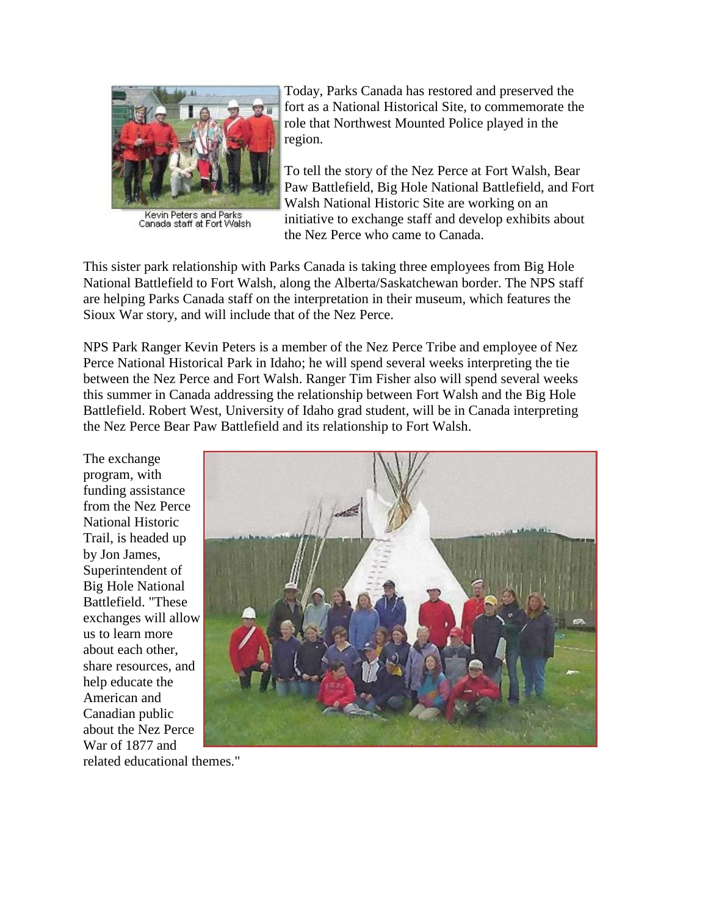Kevin Peters and Parks Canada staff at Fort Walsh

Today, Parks Canada has restored and preserved the fort as a National Historical Site, to commemorate the role that Northwest Mounted Police played in the region.

To tell the story of the Nez Perce at Fort Walsh, Bear Paw Battlefield, Big Hole National Battlefield, and Fort Walsh National Historic Site are working on an initiative to exchange staff and develop exhibits about the Nez Perce who came to Canada.

This sister park relationship with Parks Canada is taking three employees from Big Hole National Battlefield to Fort Walsh, along the Alberta/Saskatchewan border. The NPS staff are helping Parks Canada staff on the interpretation in their museum, which features the Sioux War story, and will include that of the Nez Perce.

NPS Park Ranger Kevin Peters is a member of the Nez Perce Tribe and employee of Nez Perce National Historical Park in Idaho; he will spend several weeks interpreting the tie between the Nez Perce and Fort Walsh. Ranger Tim Fisher also will spend several weeks this summer in Canada addressing the relationship between Fort Walsh and the Big Hole Battlefield. Robert West, University of Idaho grad student, will be in Canada interpreting the Nez Perce Bear Paw Battlefield and its relationship to Fort Walsh.

The exchange program, with funding assistance from the Nez Perce National Historic Trail, is headed up by Jon James, Superintendent of Big Hole National Battlefield. "These exchanges will allow us to learn more about each other, share resources, and help educate the American and Canadian public about the Nez Perce War of 1877 and related educational themes."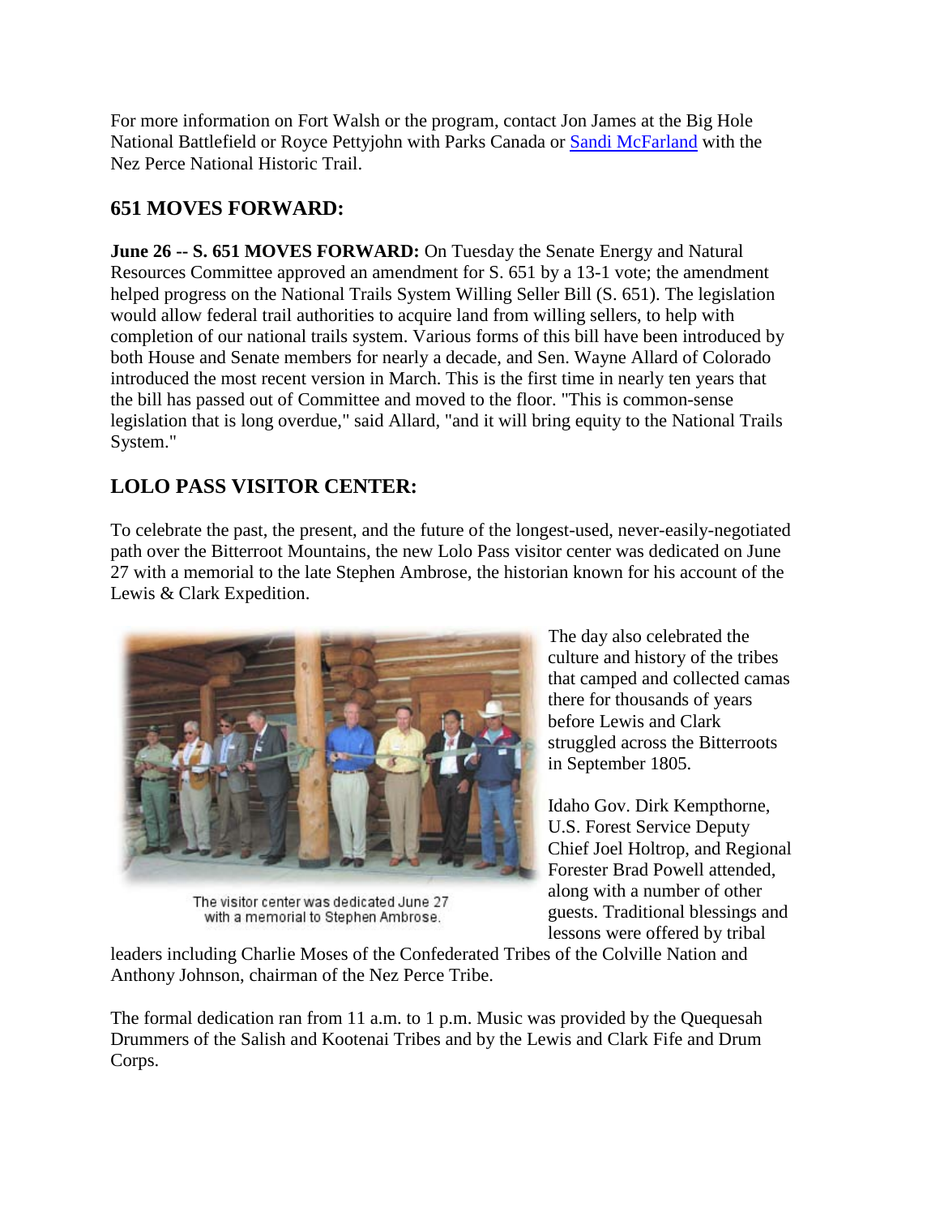For more information on Fort Walsh or the program, contact Jon James at the Big Hole National Battlefield or Royce Pettyjohn with Parks Canada or [Sandi McFarland]() with the Nez Perce National Historic Trail.

## 651 MOVES FORWARD:

**June 26 -- S. 651 MOVES FORWARD:** On Tuesday the Senate Energy and Natural Resources Committee approved an amendment for S. 651 by a 13-1 vote; the amendment helped progress on the National Trails System Willing Seller Bill (S. 651). The legislation would allow federal trail authorities to acquire land from willing sellers, to help with completion of our national trails system. Various forms of this bill have been introduced by both House and Senate members for nearly a decade, and Sen. Wayne Allard of Colorado introduced the most recent version in March. This is the first time in nearly ten years that the bill has passed out of Committee and moved to the floor. "This is common-sense legislation that is long overdue," said Allard, "and it will bring equity to the National Trails System."

## LOLO PASS VISITOR CENTER:

To celebrate the past, the present, and the future of the longest-used, never-easily-negotiated path over the Bitterroot Mountains, the new Lolo Pass visitor center was dedicated on June 27 with a memorial to the late Stephen Ambrose, the historian known for his account of the Lewis & Clark Expedition.

The visitor center was dedicated June 27 with a memorial to Stephen Ambrose.

The day also celebrated the culture and history of the tribes that camped and collected camas there for thousands of years before Lewis and Clark struggled across the Bitterroots in September 1805.

Idaho Gov. Dirk Kempthorne, U.S. Forest Service Deputy Chief Joel Holtrop, and Regional Forester Brad Powell attended, along with a number of other guests. Traditional blessings and lessons were offered by tribal leaders including Charlie Moses of the Confederated Tribes of the Colville Nation and Anthony Johnson, chairman of the Nez Perce Tribe.

The formal dedication ran from 11 a.m. to 1 p.m. Music was provided by the Quequesah Drummers of the Salish and Kootenai Tribes and by the Lewis and Clark Fife and Drum Corps.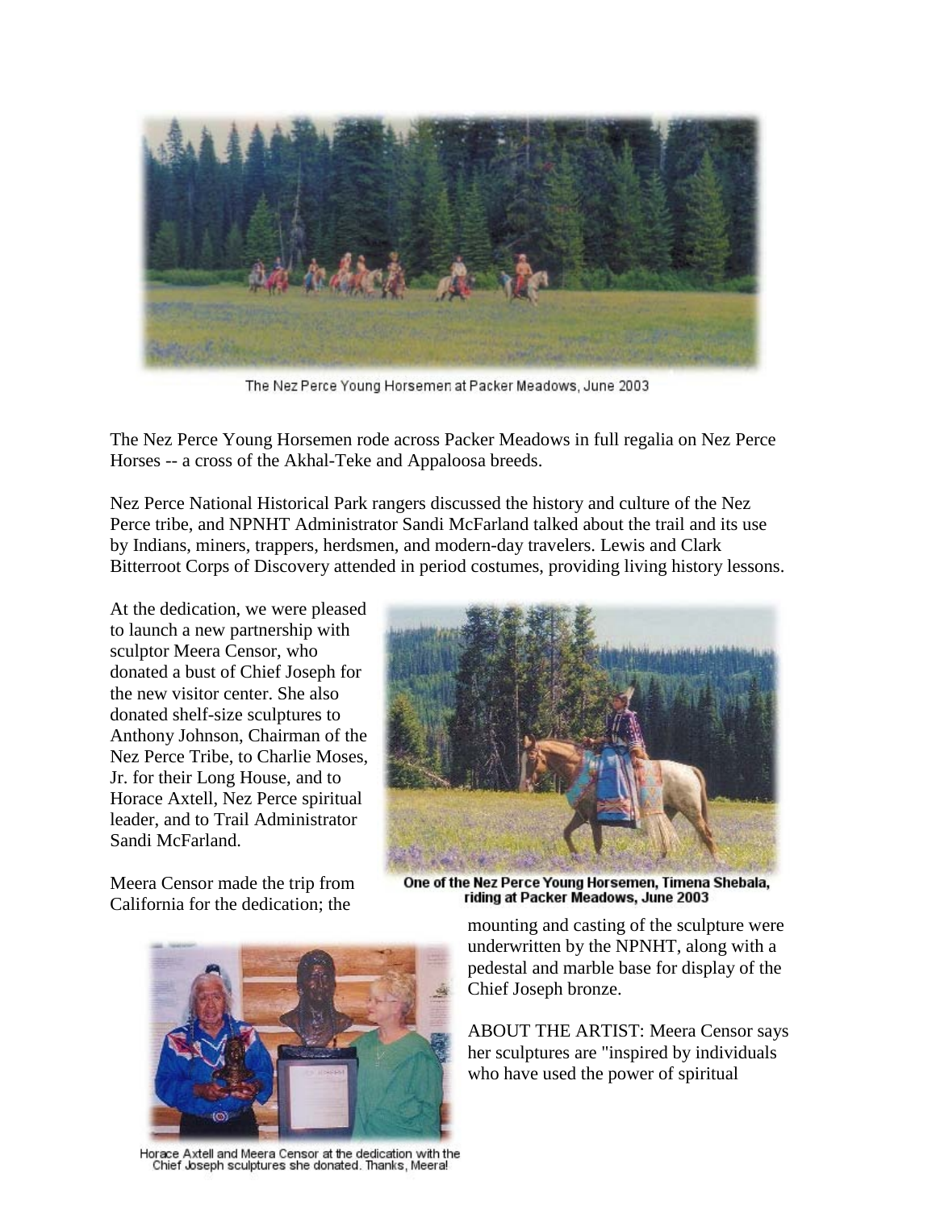The Nez Perce Young Horsemen at Packer Meadows, June 2003

The Nez Perce Young Horsemen rode across Packer Meadows in full regalia on Nez Perce Horses -- a cross of the Akhal-Teke and Appaloosa breeds.

Nez Perce National Historical Park rangers discussed the history and culture of the Nez Perce tribe, and NPNHT Administrator Sandi McFarland talked about the trail and its use by Indians, miners, trappers, herdsmen, and modern-day travelers. Lewis and Clark Bitterroot Corps of Discovery attended in period costumes, providing living history lessons.

At the dedication, we were pleased to launch a new partnership with sculptor Meera Censor, who donated a bust of Chief Joseph for the new visitor center. She also donated shelf-size sculptures to Anthony Johnson, Chairman of the Nez Perce Tribe, to Charlie Moses, Jr. for their Long House, and to Horace Axtell, Nez Perce spiritual leader, and to Trail Administrator Sandi McFarland.

**One of the Nez Perce Young Horsemen, Timena Shebala, riding at Packer Meadows, June 2003**

Meera Censor made the trip from California for the dedication; the mounting and casting of the sculpture were underwritten by the NPNHT, along with a pedestal and marble base for display of the Chief Joseph bronze.

Horace Axtell and Meera Censor at the dedication with the Chief Joseph sculptures she donated. Thanks, Meera!

ABOUT THE ARTIST: Meera Censor says her sculptures are "inspired by individuals who have used the power of spiritual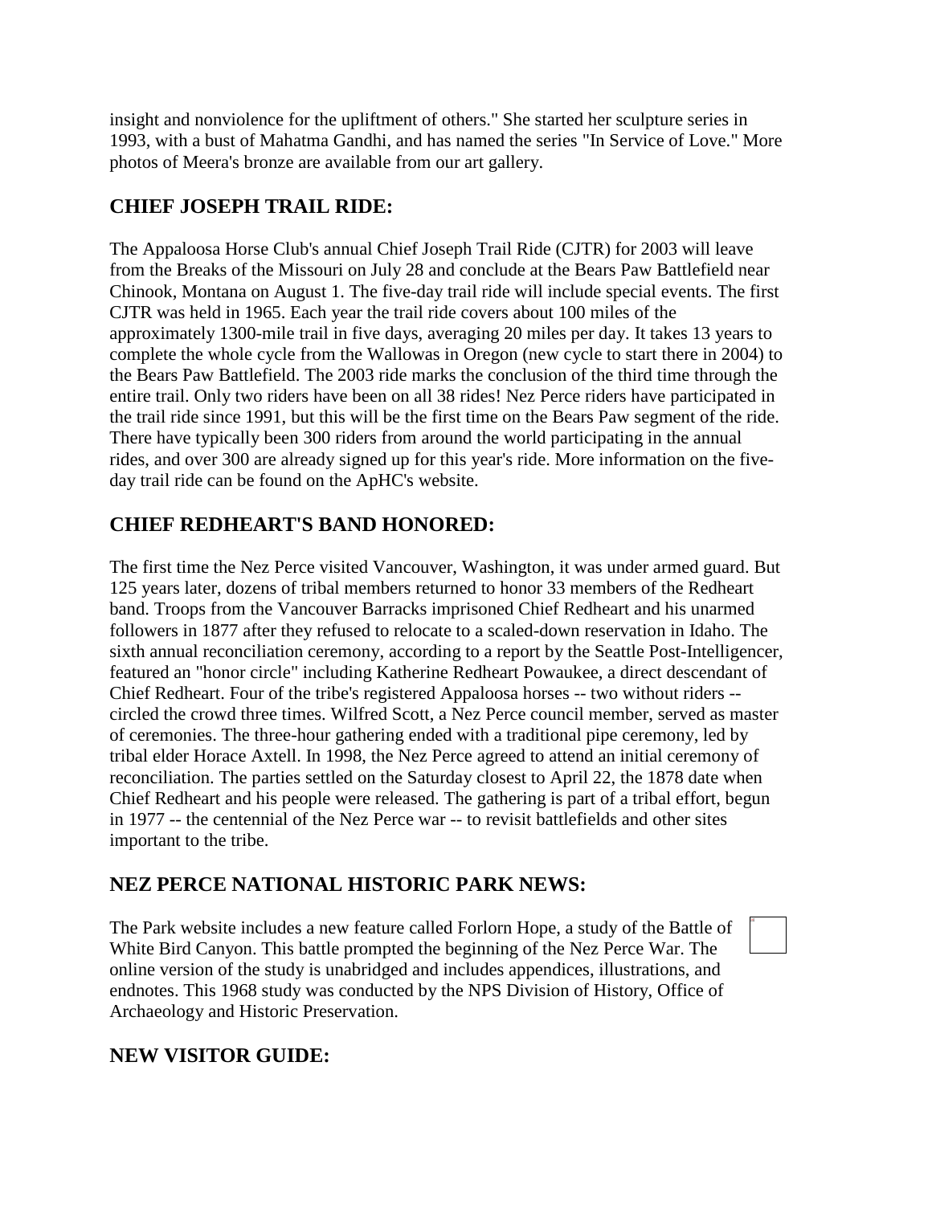insight and nonviolence for the upliftment of others." She started her sculpture series in 1993, with a bust of Mahatma Gandhi, and has named the series "In Service of Love." More photos of Meera's bronze are available from our art gallery.

## CHIEF JOSEPH TRAIL RIDE:

The Appaloosa Horse Club's annual Chief Joseph Trail Ride (CJTR) for 2003 will leave from the Breaks of the Missouri on July 28 and conclude at the Bears Paw Battlefield near Chinook, Montana on August 1. The five-day trail ride will include special events. The first CJTR was held in 1965. Each year the trail ride covers about 100 miles of the approximately 1300-mile trail in five days, averaging 20 miles per day. It takes 13 years to complete the whole cycle from the Wallowas in Oregon (new cycle to start there in 2004) to the Bears Paw Battlefield. The 2003 ride marks the conclusion of the third time through the entire trail. Only two riders have been on all 38 rides! Nez Perce riders have participated in the trail ride since 1991, but this will be the first time on the Bears Paw segment of the ride. There have typically been 300 riders from around the world participating in the annual rides, and over 300 are already signed up for this year's ride. More information on the five-day trail ride can be found on the ApHC's website.

## CHIEF REDHEART'S BAND HONORED:

The first time the Nez Perce visited Vancouver, Washington, it was under armed guard. But 125 years later, dozens of tribal members returned to honor 33 members of the Redheart band. Troops from the Vancouver Barracks imprisoned Chief Redheart and his unarmed followers in 1877 after they refused to relocate to a scaled-down reservation in Idaho. The sixth annual reconciliation ceremony, according to a report by the Seattle Post-Intelligencer, featured an "honor circle" including Katherine Redheart Powaukee, a direct descendant of Chief Redheart. Four of the tribe's registered Appaloosa horses -- two without riders -- circled the crowd three times. Wilfred Scott, a Nez Perce council member, served as master of ceremonies. The three-hour gathering ended with a traditional pipe ceremony, led by tribal elder Horace Axtell. In 1998, the Nez Perce agreed to attend an initial ceremony of reconciliation. The parties settled on the Saturday closest to April 22, the 1878 date when Chief Redheart and his people were released. The gathering is part of a tribal effort, begun in 1977 -- the centennial of the Nez Perce war -- to revisit battlefields and other sites important to the tribe.

## NEZ PERCE NATIONAL HISTORIC PARK NEWS:

The Park website includes a new feature called Forlorn Hope, a study of the Battle of White Bird Canyon. This battle prompted the beginning of the Nez Perce War. The online version of the study is unabridged and includes appendices, illustrations, and endnotes. This 1968 study was conducted by the NPS Division of History, Office of Archaeology and Historic Preservation.

## NEW VISITOR GUIDE: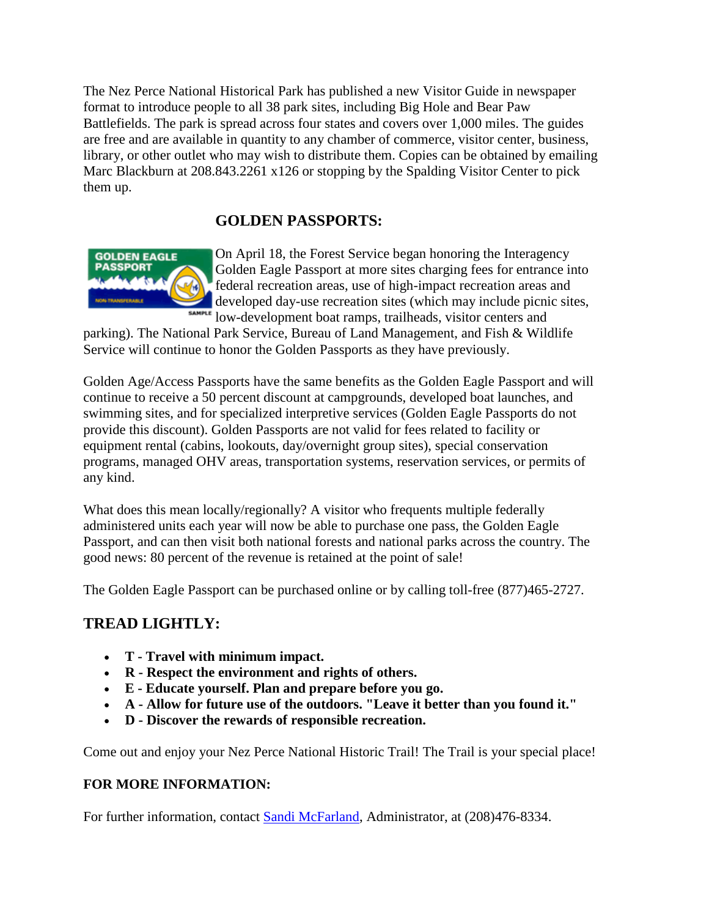The Nez Perce National Historical Park has published a new Visitor Guide in newspaper format to introduce people to all 38 park sites, including Big Hole and Bear Paw Battlefields. The park is spread across four states and covers over 1,000 miles. The guides are free and are available in quantity to any chamber of commerce, visitor center, business, library, or other outlet who may wish to distribute them. Copies can be obtained by emailing Marc Blackburn at 208.843.2261 x126 or stopping by the Spalding Visitor Center to pick them up.

## GOLDEN PASSPORTS:

On April 18, the Forest Service began honoring the Interagency Golden Eagle Passport at more sites charging fees for entrance into federal recreation areas, use of high-impact recreation areas and developed day-use recreation sites (which may include picnic sites, low-development boat ramps, trailheads, visitor centers and parking). The National Park Service, Bureau of Land Management, and Fish & Wildlife Service will continue to honor the Golden Passports as they have previously.

Golden Age/Access Passports have the same benefits as the Golden Eagle Passport and will continue to receive a 50 percent discount at campgrounds, developed boat launches, and swimming sites, and for specialized interpretive services (Golden Eagle Passports do not provide this discount). Golden Passports are not valid for fees related to facility or equipment rental (cabins, lookouts, day/overnight group sites), special conservation programs, managed OHV areas, transportation systems, reservation services, or permits of any kind.

What does this mean locally/regionally? A visitor who frequents multiple federally administered units each year will now be able to purchase one pass, the Golden Eagle Passport, and can then visit both national forests and national parks across the country. The good news: 80 percent of the revenue is retained at the point of sale!

The Golden Eagle Passport can be purchased online or by calling toll-free (877)465-2727.

## TREAD LIGHTLY:

- **T - Travel with minimum impact.**
- **R - Respect the environment and rights of others.**
- **E - Educate yourself. Plan and prepare before you go.**
- **A - Allow for future use of the outdoors. "Leave it better than you found it."**
- **D - Discover the rewards of responsible recreation.**

Come out and enjoy your Nez Perce National Historic Trail! The Trail is your special place!

### FOR MORE INFORMATION:

For further information, contact Sandi McFarland, Administrator, at (208)476-8334.